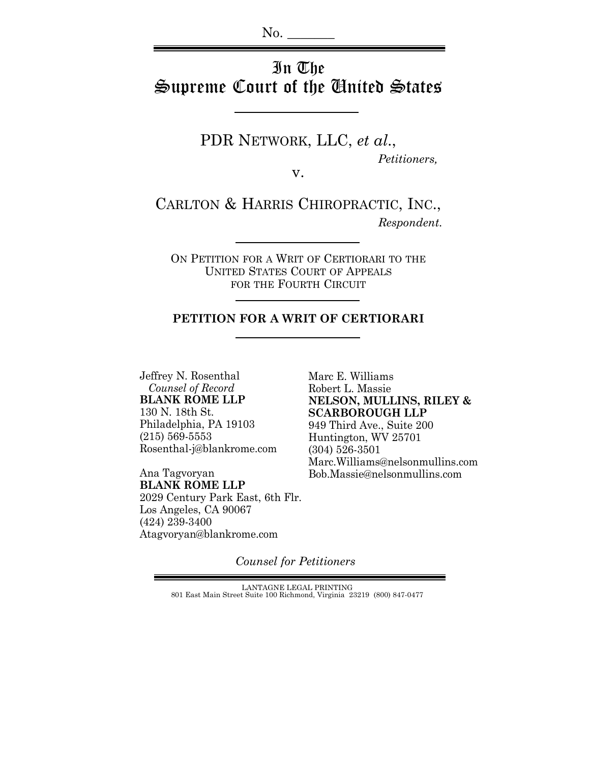No. _______

# In The Supreme Court of the United States

PDR NETWORK, LLC, *et al.*,

*Petitioners,*

v.

CARLTON & HARRIS CHIROPRACTIC, INC.,

*Respondent.*

ON PETITION FOR A WRIT OF CERTIORARI TO THE UNITED STATES COURT OF APPEALS FOR THE FOURTH CIRCUIT

**PETITION FOR A WRIT OF CERTIORARI**

Jeffrey N. Rosenthal
*Counsel of Record*
**BLANK ROME LLP**
130 N. 18th St.
Philadelphia, PA 19103
(215) 569-5553
Rosenthal-j@blankrome.com

Ana Tagvoryan
**BLANK ROME LLP**
2029 Century Park East, 6th Flr.
Los Angeles, CA 90067
(424) 239-3400
Atagvoryan@blankrome.com

Marc E. Williams
Robert L. Massie
**NELSON, MULLINS, RILEY & SCARBOROUGH LLP**
949 Third Ave., Suite 200
Huntington, WV 25701
(304) 526-3501
Marc.Williams@nelsonmullins.com
Bob.Massie@nelsonmullins.com

*Counsel for Petitioners*

LANTAGNE LEGAL PRINTING
801 East Main Street Suite 100 Richmond, Virginia 23219 (800) 847-0477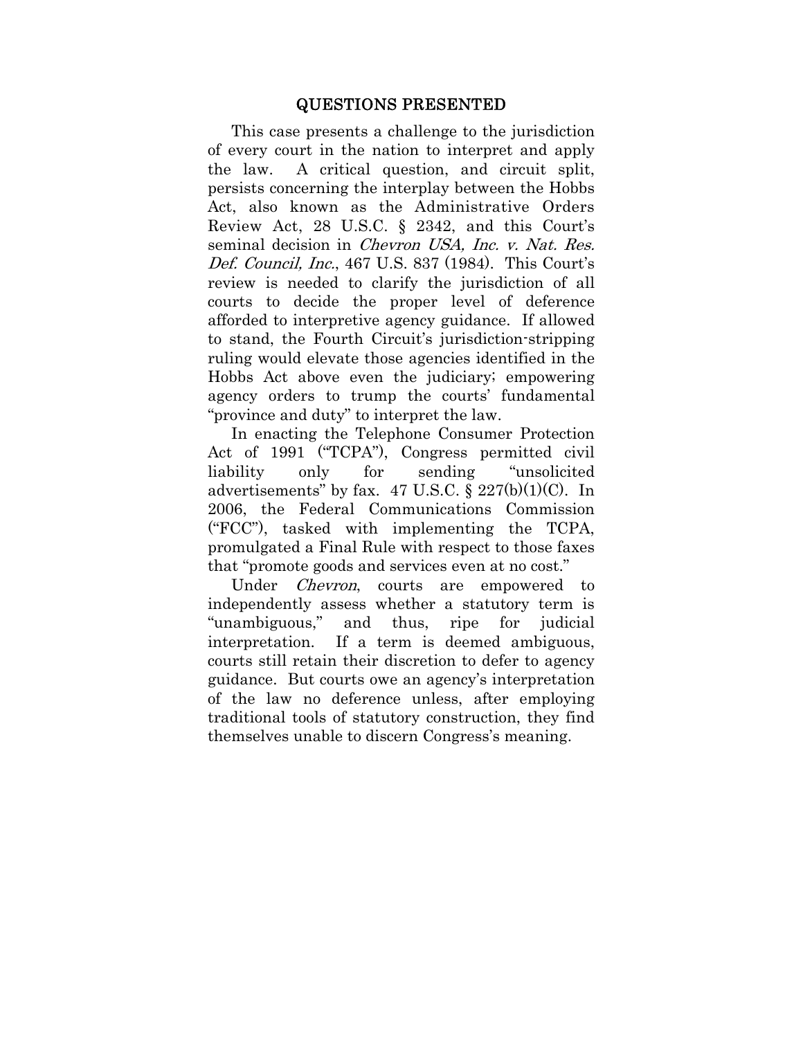## QUESTIONS PRESENTED

This case presents a challenge to the jurisdiction of every court in the nation to interpret and apply the law. A critical question, and circuit split, persists concerning the interplay between the Hobbs Act, also known as the Administrative Orders Review Act, 28 U.S.C. § 2342, and this Court's seminal decision in *Chevron USA, Inc. v. Nat. Res. Def. Council, Inc.*, 467 U.S. 837 (1984). This Court's review is needed to clarify the jurisdiction of all courts to decide the proper level of deference afforded to interpretive agency guidance. If allowed to stand, the Fourth Circuit's jurisdiction-stripping ruling would elevate those agencies identified in the Hobbs Act above even the judiciary; empowering agency orders to trump the courts' fundamental "province and duty" to interpret the law.

In enacting the Telephone Consumer Protection Act of 1991 ("TCPA"), Congress permitted civil liability only for sending "unsolicited advertisements" by fax. 47 U.S.C. § 227(b)(1)(C). In 2006, the Federal Communications Commission ("FCC"), tasked with implementing the TCPA, promulgated a Final Rule with respect to those faxes that "promote goods and services even at no cost."

Under *Chevron*, courts are empowered to independently assess whether a statutory term is "unambiguous," and thus, ripe for judicial interpretation. If a term is deemed ambiguous, courts still retain their discretion to defer to agency guidance. But courts owe an agency's interpretation of the law no deference unless, after employing traditional tools of statutory construction, they find themselves unable to discern Congress's meaning.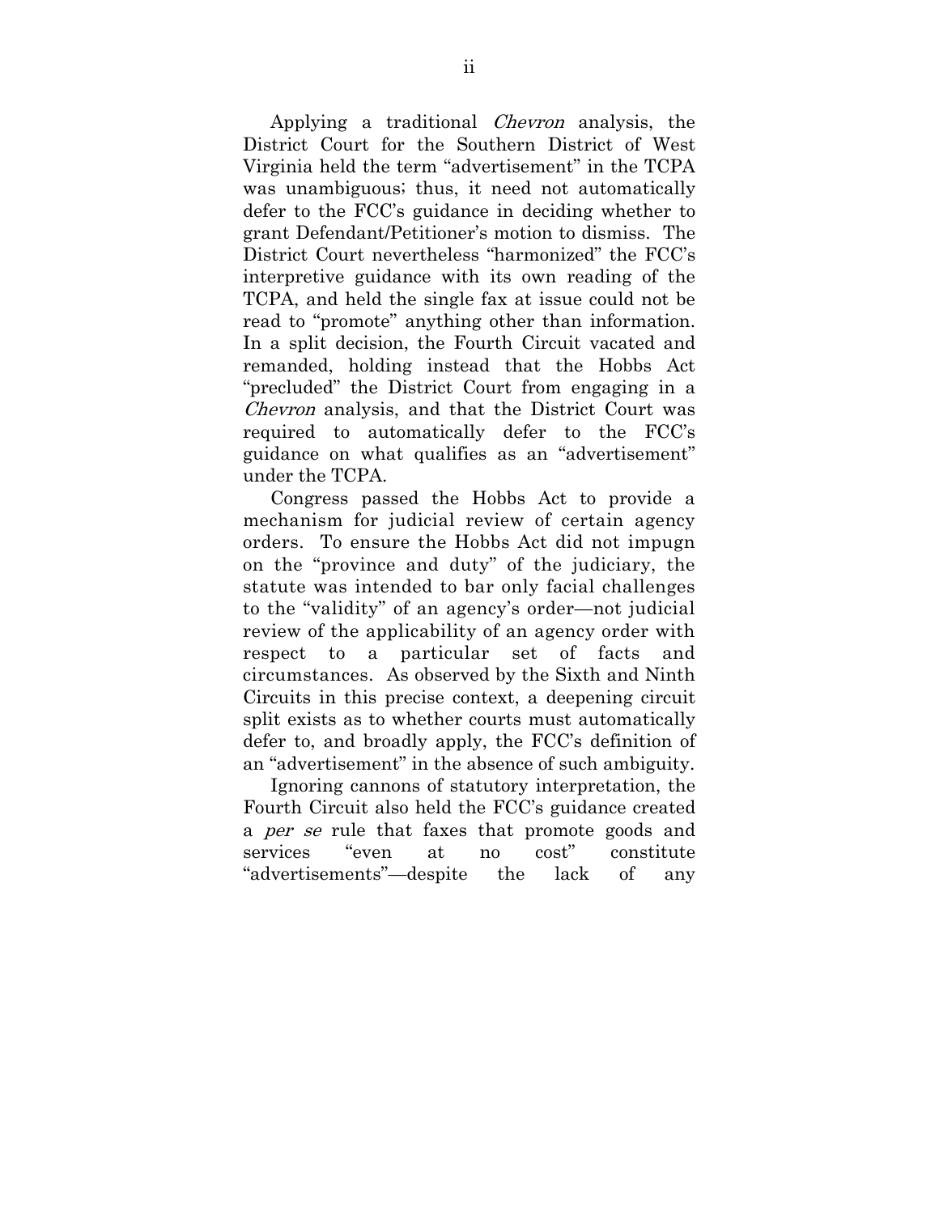Applying a traditional *Chevron* analysis, the District Court for the Southern District of West Virginia held the term "advertisement" in the TCPA was unambiguous; thus, it need not automatically defer to the FCC's guidance in deciding whether to grant Defendant/Petitioner's motion to dismiss. The District Court nevertheless "harmonized" the FCC's interpretive guidance with its own reading of the TCPA, and held the single fax at issue could not be read to "promote" anything other than information. In a split decision, the Fourth Circuit vacated and remanded, holding instead that the Hobbs Act "precluded" the District Court from engaging in a *Chevron* analysis, and that the District Court was required to automatically defer to the FCC's guidance on what qualifies as an "advertisement" under the TCPA.

Congress passed the Hobbs Act to provide a mechanism for judicial review of certain agency orders. To ensure the Hobbs Act did not impugn on the "province and duty" of the judiciary, the statute was intended to bar only facial challenges to the "validity" of an agency's order—not judicial review of the applicability of an agency order with respect to a particular set of facts and circumstances. As observed by the Sixth and Ninth Circuits in this precise context, a deepening circuit split exists as to whether courts must automatically defer to, and broadly apply, the FCC's definition of an "advertisement" in the absence of such ambiguity.

Ignoring cannons of statutory interpretation, the Fourth Circuit also held the FCC's guidance created a *per se* rule that faxes that promote goods and services "even at no cost" constitute "advertisements"—despite the lack of any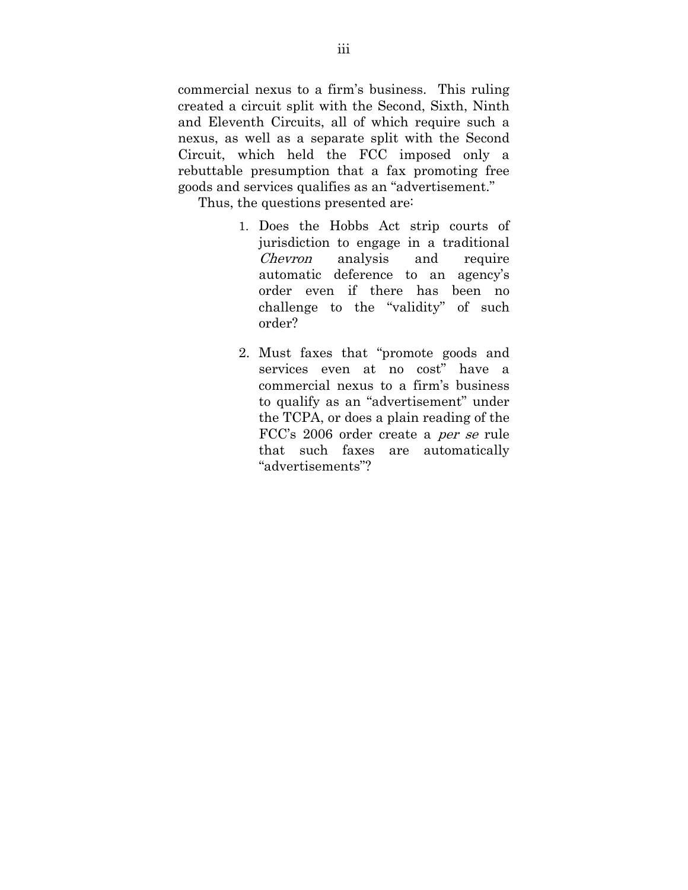commercial nexus to a firm's business. This ruling created a circuit split with the Second, Sixth, Ninth and Eleventh Circuits, all of which require such a nexus, as well as a separate split with the Second Circuit, which held the FCC imposed only a rebuttable presumption that a fax promoting free goods and services qualifies as an "advertisement."

Thus, the questions presented are:

1. Does the Hobbs Act strip courts of jurisdiction to engage in a traditional *Chevron* analysis and require automatic deference to an agency's order even if there has been no challenge to the "validity" of such order?

2. Must faxes that "promote goods and services even at no cost" have a commercial nexus to a firm's business to qualify as an "advertisement" under the TCPA, or does a plain reading of the FCC's 2006 order create a *per se* rule that such faxes are automatically "advertisements"?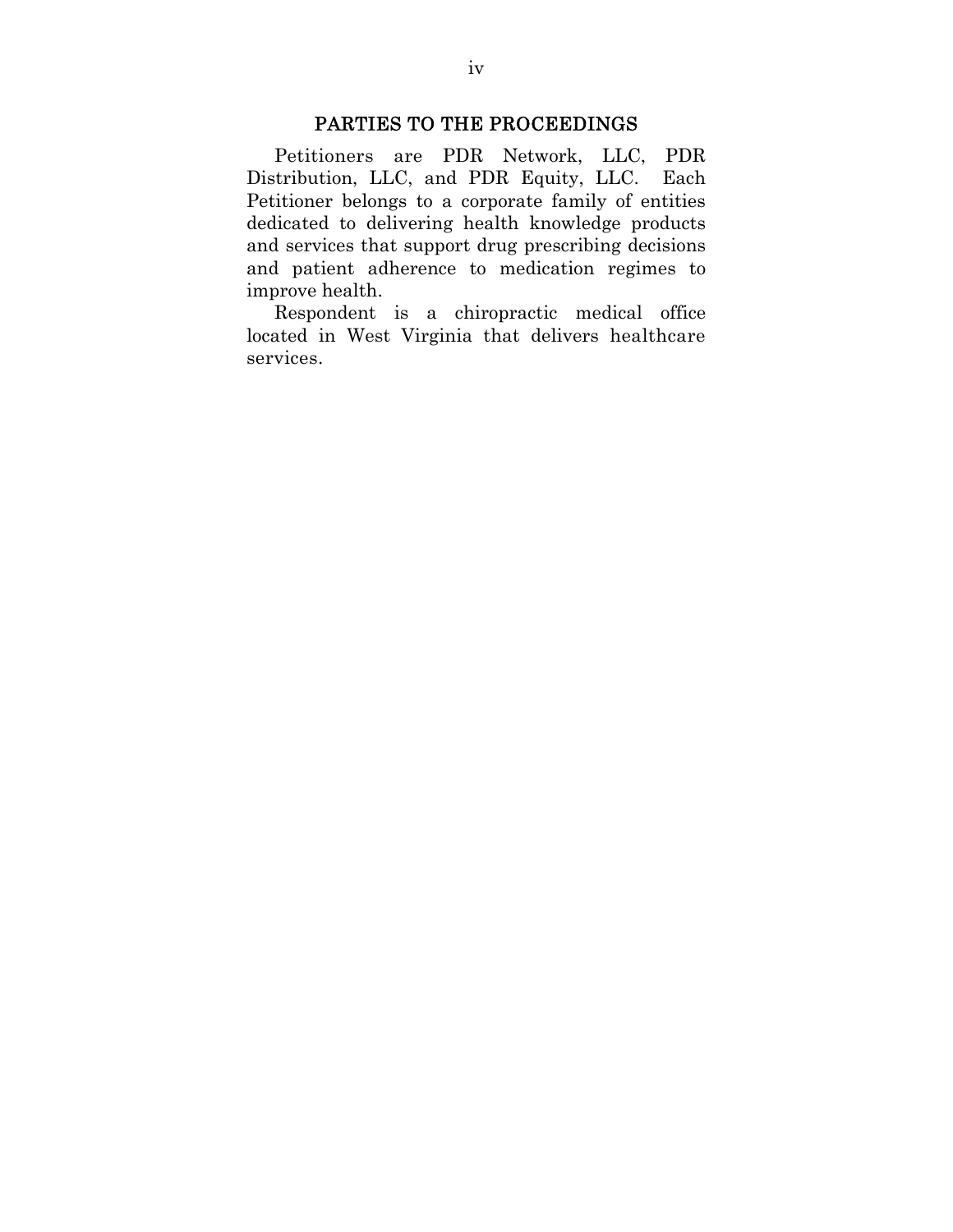## PARTIES TO THE PROCEEDINGS

Petitioners are PDR Network, LLC, PDR Distribution, LLC, and PDR Equity, LLC. Each Petitioner belongs to a corporate family of entities dedicated to delivering health knowledge products and services that support drug prescribing decisions and patient adherence to medication regimes to improve health.

Respondent is a chiropractic medical office located in West Virginia that delivers healthcare services.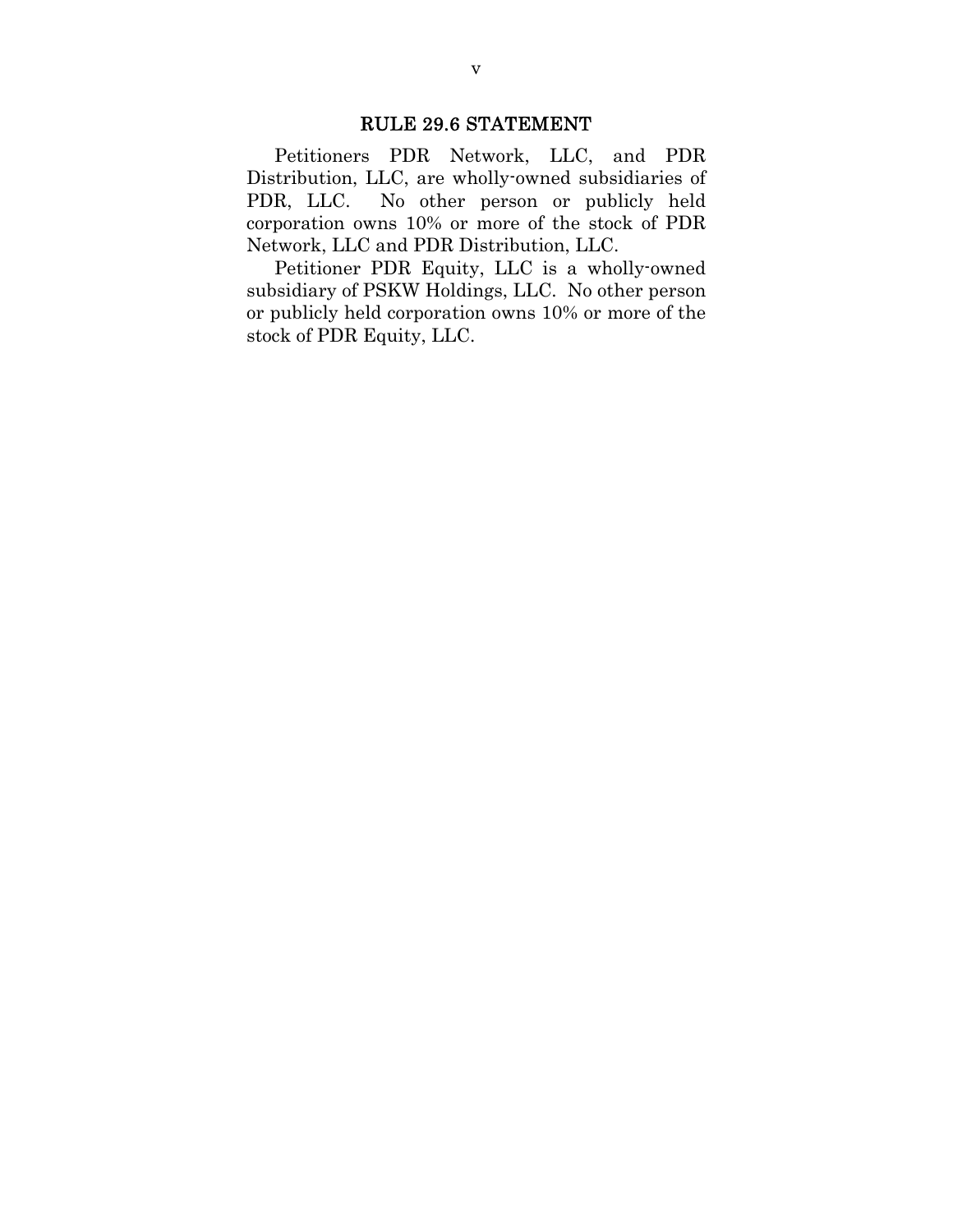## RULE 29.6 STATEMENT

Petitioners PDR Network, LLC, and PDR Distribution, LLC, are wholly-owned subsidiaries of PDR, LLC. No other person or publicly held corporation owns 10% or more of the stock of PDR Network, LLC and PDR Distribution, LLC.

Petitioner PDR Equity, LLC is a wholly-owned subsidiary of PSKW Holdings, LLC. No other person or publicly held corporation owns 10% or more of the stock of PDR Equity, LLC.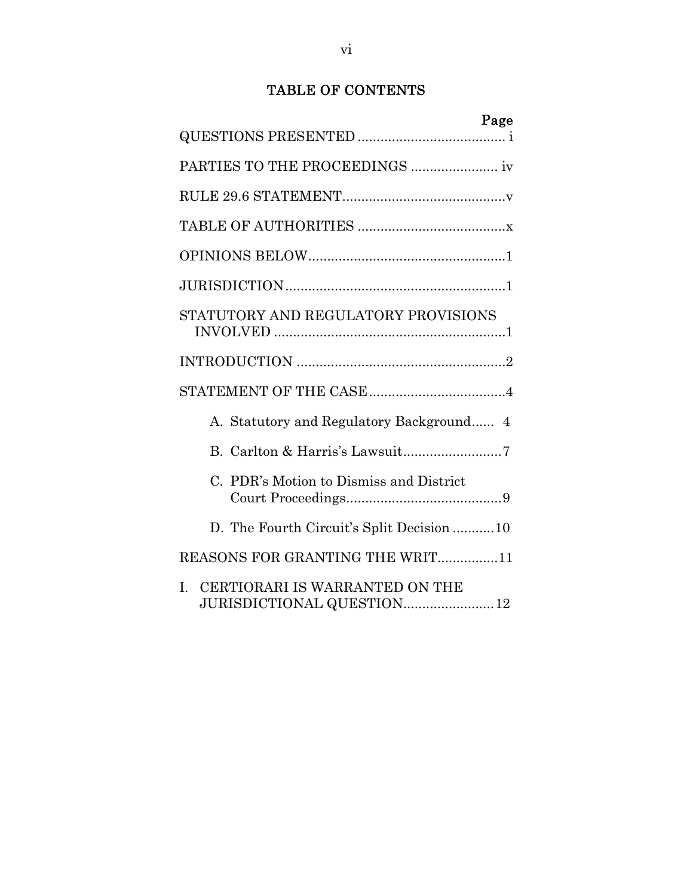# TABLE OF CONTENTS

| | Page |
|---|---|
| QUESTIONS PRESENTED | i |
| PARTIES TO THE PROCEEDINGS | iv |
| RULE 29.6 STATEMENT | v |
| TABLE OF AUTHORITIES | x |
| OPINIONS BELOW | 1 |
| JURISDICTION | 1 |
| STATUTORY AND REGULATORY PROVISIONS INVOLVED | 1 |
| INTRODUCTION | 2 |
| STATEMENT OF THE CASE | 4 |
| A. Statutory and Regulatory Background | 4 |
| B. Carlton & Harris's Lawsuit | 7 |
| C. PDR's Motion to Dismiss and District Court Proceedings | 9 |
| D. The Fourth Circuit's Split Decision | 10 |
| REASONS FOR GRANTING THE WRIT | 11 |
| I. CERTIORARI IS WARRANTED ON THE JURISDICTIONAL QUESTION | 12 |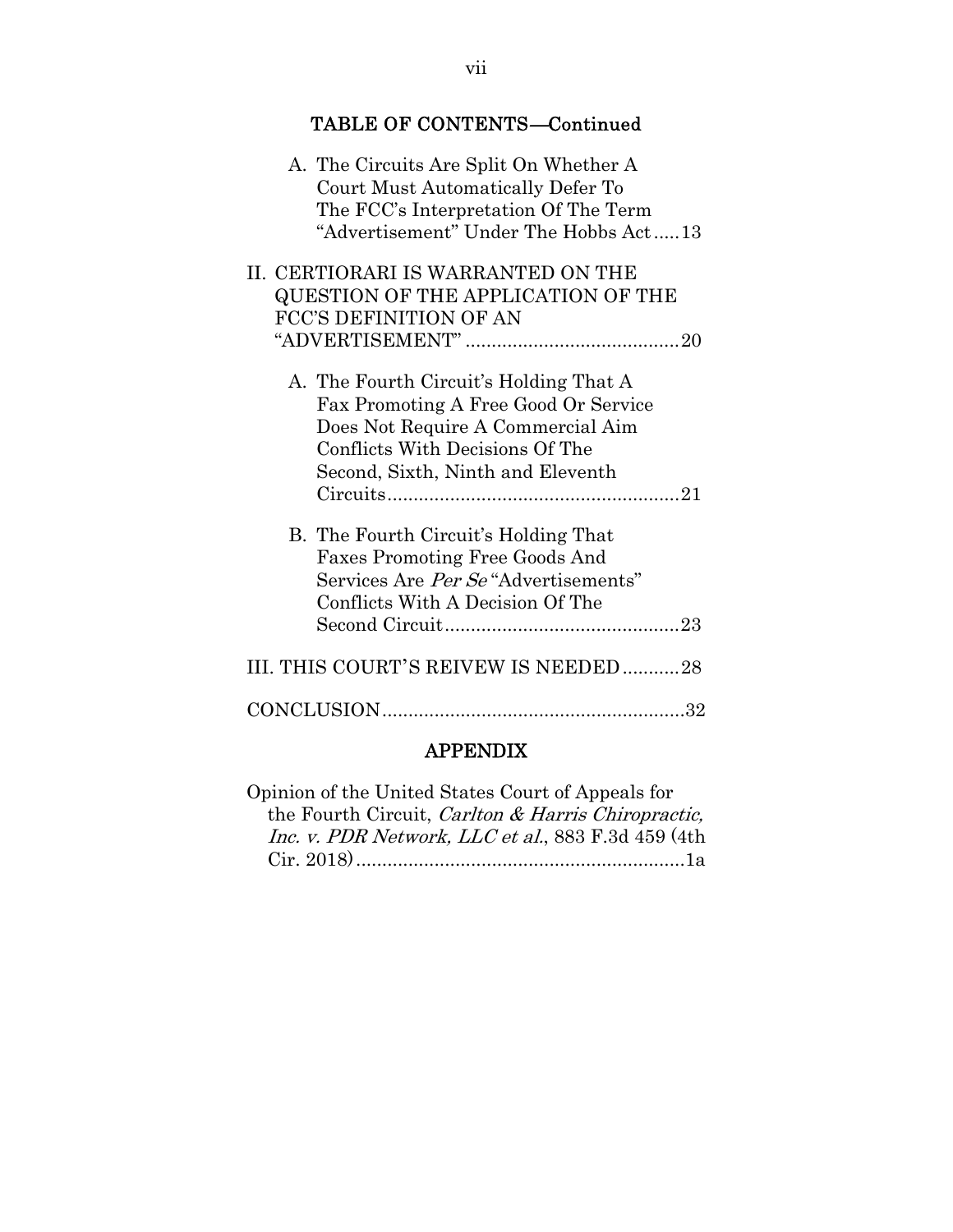## TABLE OF CONTENTS—Continued

A. The Circuits Are Split On Whether A Court Must Automatically Defer To The FCC's Interpretation Of The Term "Advertisement" Under The Hobbs Act ..... 13

II. CERTIORARI IS WARRANTED ON THE QUESTION OF THE APPLICATION OF THE FCC'S DEFINITION OF AN "ADVERTISEMENT" ..... 20

A. The Fourth Circuit's Holding That A Fax Promoting A Free Good Or Service Does Not Require A Commercial Aim Conflicts With Decisions Of The Second, Sixth, Ninth and Eleventh Circuits ..... 21

B. The Fourth Circuit's Holding That Faxes Promoting Free Goods And Services Are *Per Se* "Advertisements" Conflicts With A Decision Of The Second Circuit ..... 23

III. THIS COURT'S REIVEW IS NEEDED ..... 28

CONCLUSION ..... 32

## APPENDIX

Opinion of the United States Court of Appeals for the Fourth Circuit, *Carlton & Harris Chiropractic, Inc. v. PDR Network, LLC et al.*, 883 F.3d 459 (4th Cir. 2018) ..... 1a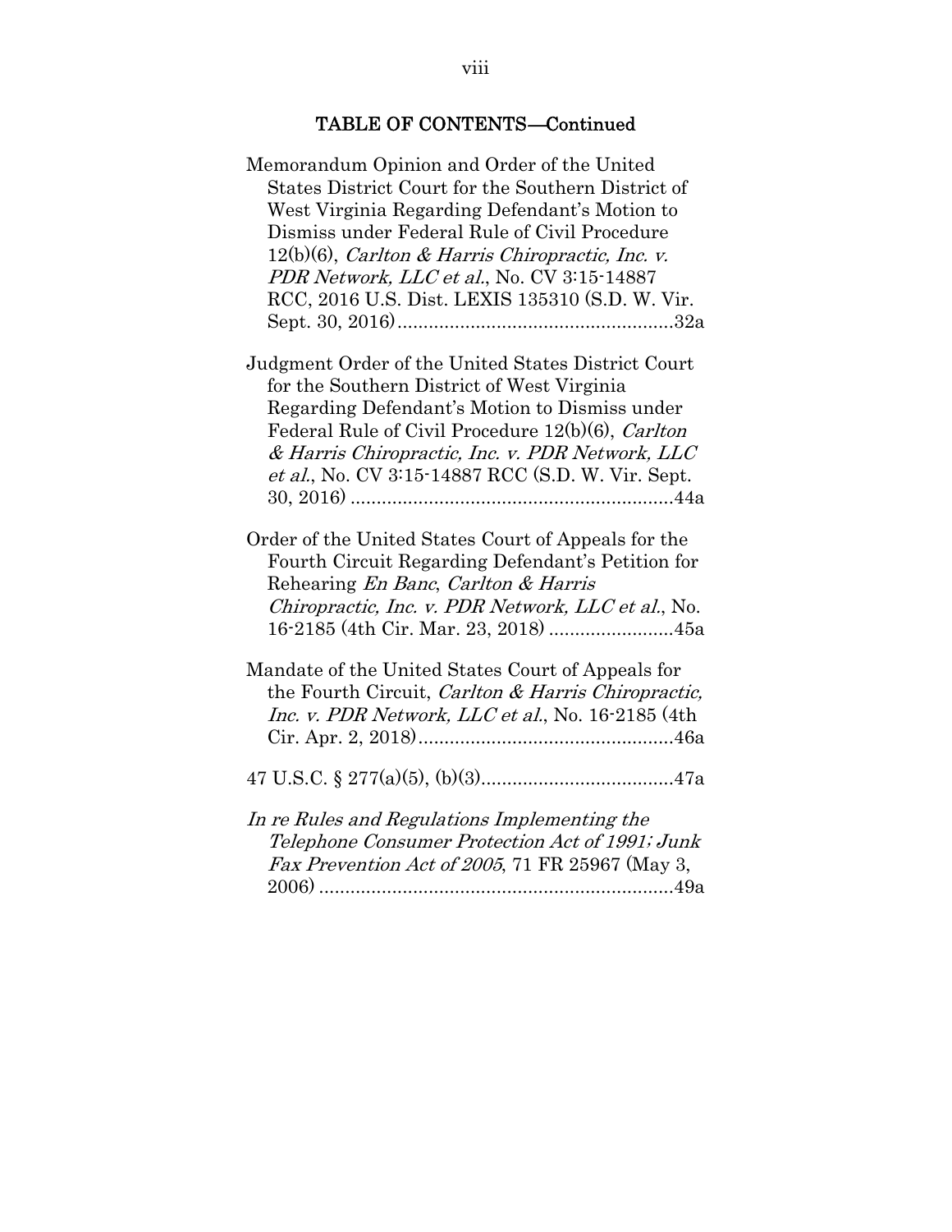## TABLE OF CONTENTS—Continued

Memorandum Opinion and Order of the United States District Court for the Southern District of West Virginia Regarding Defendant's Motion to Dismiss under Federal Rule of Civil Procedure 12(b)(6), *Carlton & Harris Chiropractic, Inc. v. PDR Network, LLC et al.*, No. CV 3:15-14887 RCC, 2016 U.S. Dist. LEXIS 135310 (S.D. W. Vir. Sept. 30, 2016)....................................................32a

Judgment Order of the United States District Court for the Southern District of West Virginia Regarding Defendant's Motion to Dismiss under Federal Rule of Civil Procedure 12(b)(6), *Carlton & Harris Chiropractic, Inc. v. PDR Network, LLC et al.*, No. CV 3:15-14887 RCC (S.D. W. Vir. Sept. 30, 2016) .............................................................44a

Order of the United States Court of Appeals for the Fourth Circuit Regarding Defendant's Petition for Rehearing *En Banc*, *Carlton & Harris Chiropractic, Inc. v. PDR Network, LLC et al.*, No. 16-2185 (4th Cir. Mar. 23, 2018) ........................45a

Mandate of the United States Court of Appeals for the Fourth Circuit, *Carlton & Harris Chiropractic, Inc. v. PDR Network, LLC et al.*, No. 16-2185 (4th Cir. Apr. 2, 2018)................................................46a

47 U.S.C. § 277(a)(5), (b)(3)....................................47a

*In re Rules and Regulations Implementing the Telephone Consumer Protection Act of 1991; Junk Fax Prevention Act of 2005*, 71 FR 25967 (May 3, 2006) ...................................................................49a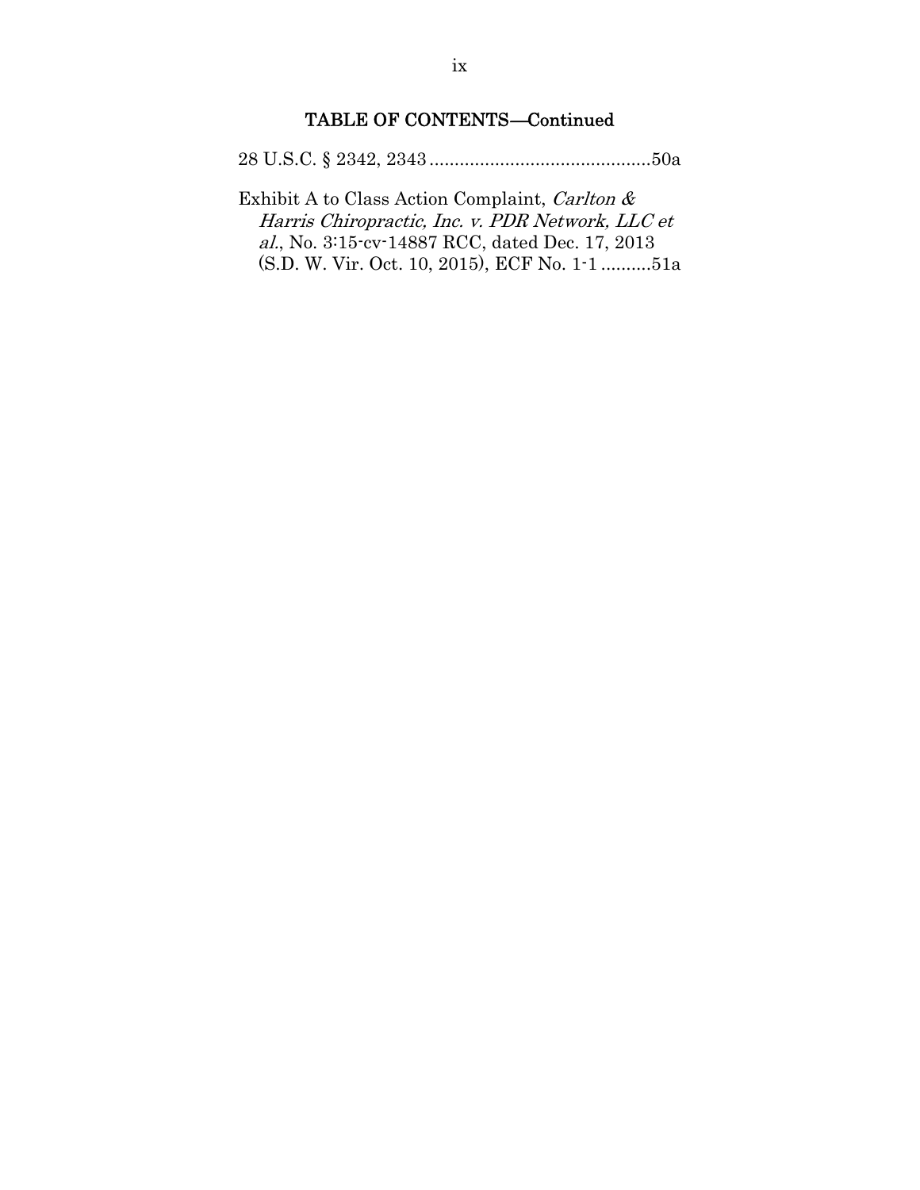## TABLE OF CONTENTS—Continued

28 U.S.C. § 2342, 2343 ..........................................50a

Exhibit A to Class Action Complaint, *Carlton & Harris Chiropractic, Inc. v. PDR Network, LLC et al.*, No. 3:15-cv-14887 RCC, dated Dec. 17, 2013 (S.D. W. Vir. Oct. 10, 2015), ECF No. 1-1 ..........51a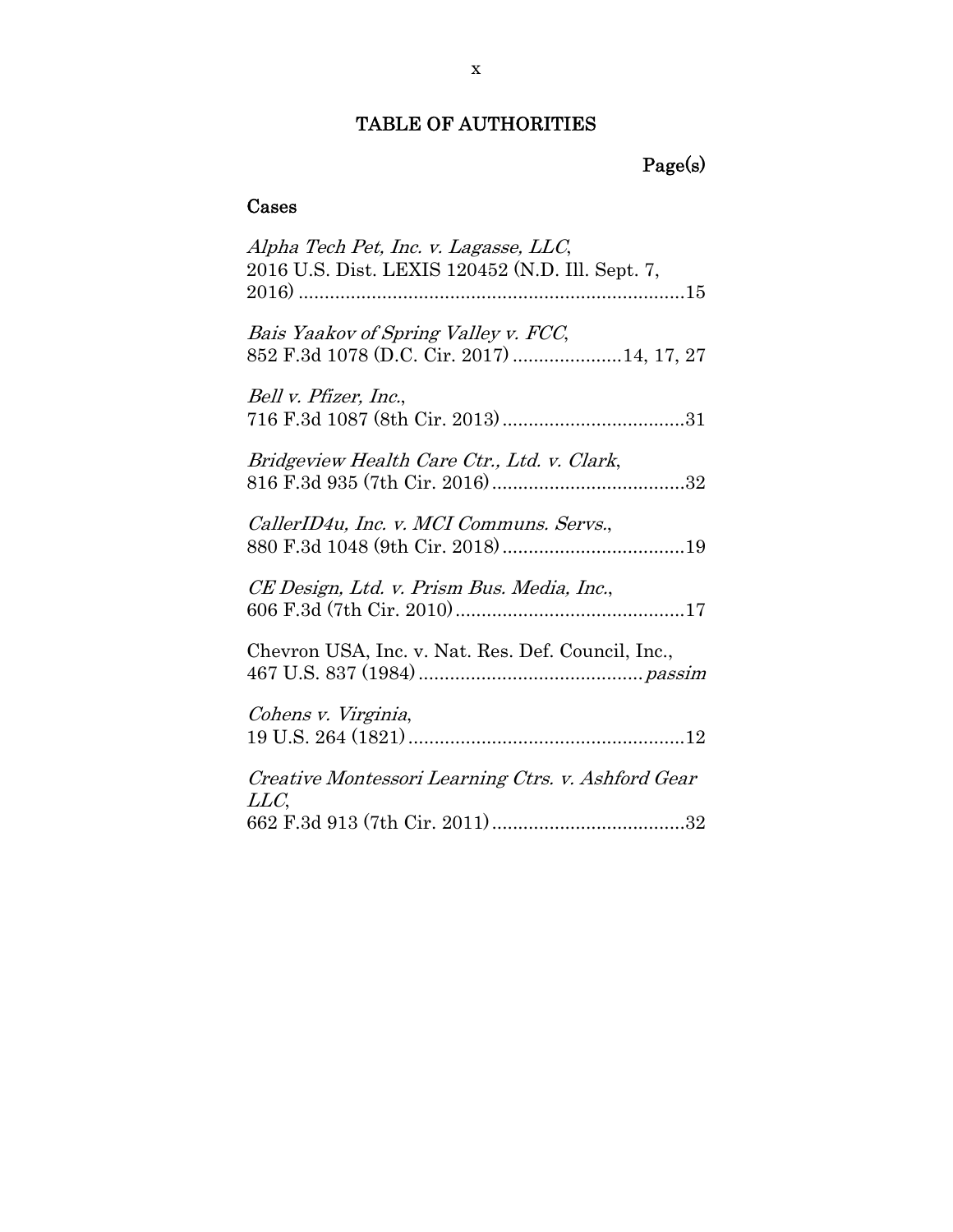## TABLE OF AUTHORITIES

Page(s)

### Cases

*Alpha Tech Pet, Inc. v. Lagasse, LLC*,
2016 U.S. Dist. LEXIS 120452 (N.D. Ill. Sept. 7, 2016) ........................................................................15

*Bais Yaakov of Spring Valley v. FCC*,
852 F.3d 1078 (D.C. Cir. 2017) ....................14, 17, 27

*Bell v. Pfizer, Inc.*,
716 F.3d 1087 (8th Cir. 2013)..................................31

*Bridgeview Health Care Ctr., Ltd. v. Clark*,
816 F.3d 935 (7th Cir. 2016)....................................32

*CallerID4u, Inc. v. MCI Communs. Servs.*,
880 F.3d 1048 (9th Cir. 2018)..................................19

*CE Design, Ltd. v. Prism Bus. Media, Inc.*,
606 F.3d (7th Cir. 2010)...........................................17

Chevron USA, Inc. v. Nat. Res. Def. Council, Inc.,
467 U.S. 837 (1984)........................................... *passim*

*Cohens v. Virginia*,
19 U.S. 264 (1821)....................................................12

*Creative Montessori Learning Ctrs. v. Ashford Gear LLC*,
662 F.3d 913 (7th Cir. 2011)....................................32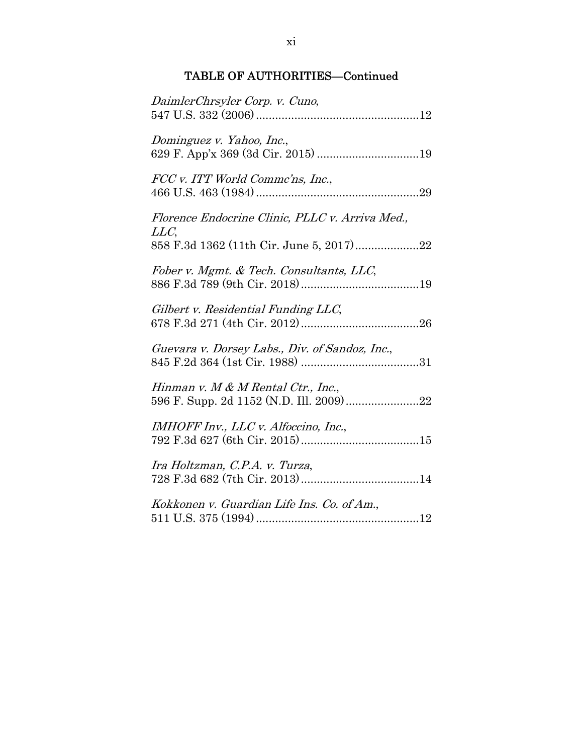## TABLE OF AUTHORITIES—Continued

*DaimlerChrsyler Corp. v. Cuno*,
547 U.S. 332 (2006) .................................................. 12

*Dominguez v. Yahoo, Inc.*,
629 F. App'x 369 (3d Cir. 2015) ............................... 19

*FCC v. ITT World Commc'ns, Inc.*,
466 U.S. 463 (1984) .................................................. 29

*Florence Endocrine Clinic, PLLC v. Arriva Med., LLC*,
858 F.3d 1362 (11th Cir. June 5, 2017) .................... 22

*Fober v. Mgmt. & Tech. Consultants, LLC*,
886 F.3d 789 (9th Cir. 2018) .................................... 19

*Gilbert v. Residential Funding LLC*,
678 F.3d 271 (4th Cir. 2012) .................................... 26

*Guevara v. Dorsey Labs., Div. of Sandoz, Inc.*,
845 F.2d 364 (1st Cir. 1988) .................................... 31

*Hinman v. M & M Rental Ctr., Inc.*,
596 F. Supp. 2d 1152 (N.D. Ill. 2009) ...................... 22

*IMHOFF Inv., LLC v. Alfoccino, Inc.*,
792 F.3d 627 (6th Cir. 2015) .................................... 15

*Ira Holtzman, C.P.A. v. Turza*,
728 F.3d 682 (7th Cir. 2013) .................................... 14

*Kokkonen v. Guardian Life Ins. Co. of Am.*,
511 U.S. 375 (1994) .................................................. 12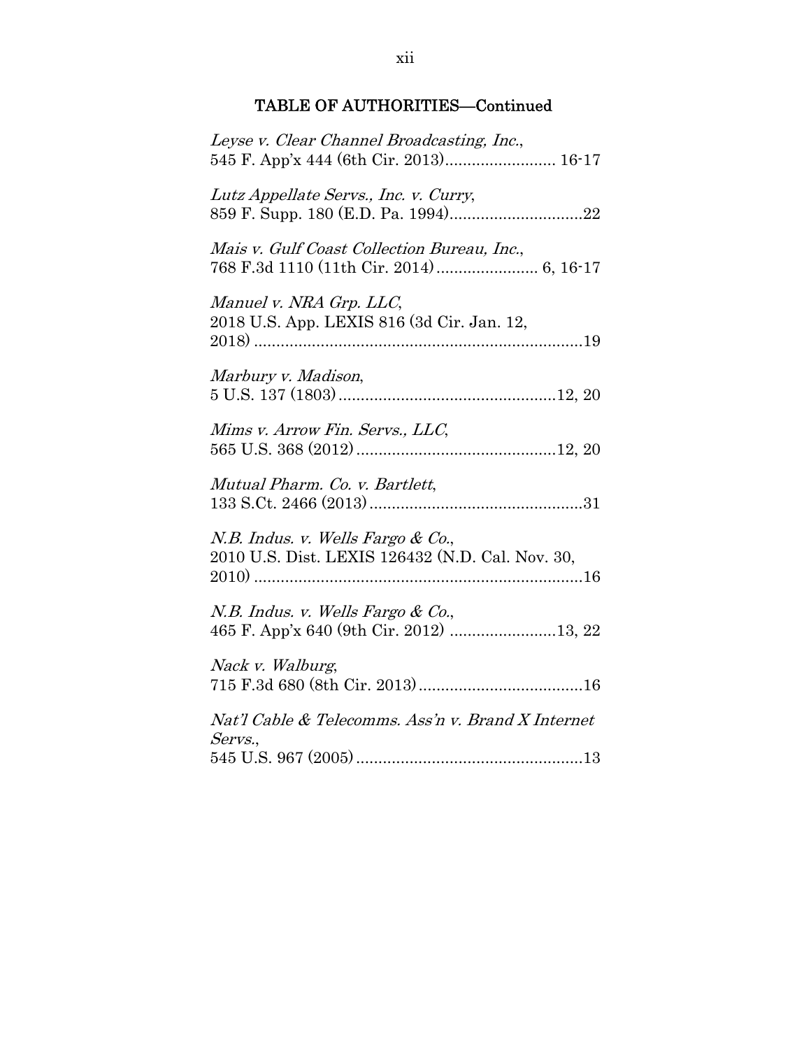## TABLE OF AUTHORITIES—Continued

*Leyse v. Clear Channel Broadcasting, Inc.*, 545 F. App'x 444 (6th Cir. 2013)........................ 16-17

*Lutz Appellate Servs., Inc. v. Curry*, 859 F. Supp. 180 (E.D. Pa. 1994)..............................22

*Mais v. Gulf Coast Collection Bureau, Inc.*, 768 F.3d 1110 (11th Cir. 2014)....................... 6, 16-17

*Manuel v. NRA Grp. LLC*, 2018 U.S. App. LEXIS 816 (3d Cir. Jan. 12, 2018)..........................................................................19

*Marbury v. Madison*, 5 U.S. 137 (1803).................................................12, 20

*Mims v. Arrow Fin. Servs., LLC*, 565 U.S. 368 (2012).............................................12, 20

*Mutual Pharm. Co. v. Bartlett*, 133 S.Ct. 2466 (2013)................................................31

*N.B. Indus. v. Wells Fargo & Co.*, 2010 U.S. Dist. LEXIS 126432 (N.D. Cal. Nov. 30, 2010)..........................................................................16

*N.B. Indus. v. Wells Fargo & Co.*, 465 F. App'x 640 (9th Cir. 2012) ........................13, 22

*Nack v. Walburg*, 715 F.3d 680 (8th Cir. 2013).....................................16

*Nat'l Cable & Telecomms. Ass'n v. Brand X Internet Servs.*, 545 U.S. 967 (2005)...................................................13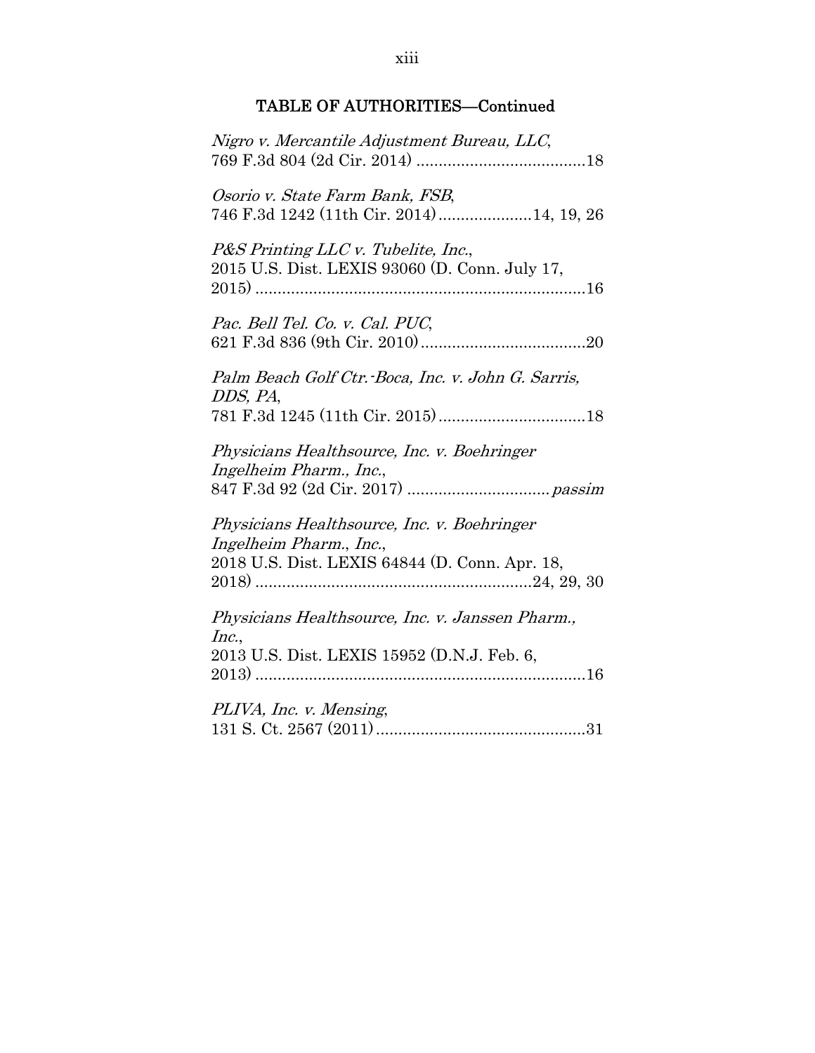## TABLE OF AUTHORITIES—Continued

*Nigro v. Mercantile Adjustment Bureau, LLC*,
769 F.3d 804 (2d Cir. 2014) ......................................18

*Osorio v. State Farm Bank, FSB*,
746 F.3d 1242 (11th Cir. 2014) ....................14, 19, 26

*P&S Printing LLC v. Tubelite, Inc.*,
2015 U.S. Dist. LEXIS 93060 (D. Conn. July 17, 2015) ..........................................................................16

*Pac. Bell Tel. Co. v. Cal. PUC*,
621 F.3d 836 (9th Cir. 2010) .....................................20

*Palm Beach Golf Ctr.-Boca, Inc. v. John G. Sarris, DDS, PA*,
781 F.3d 1245 (11th Cir. 2015) .................................18

*Physicians Healthsource, Inc. v. Boehringer Ingelheim Pharm., Inc.*,
847 F.3d 92 (2d Cir. 2017) ................................ *passim*

*Physicians Healthsource, Inc. v. Boehringer Ingelheim Pharm., Inc.*,
2018 U.S. Dist. LEXIS 64844 (D. Conn. Apr. 18, 2018) .............................................................24, 29, 30

*Physicians Healthsource, Inc. v. Janssen Pharm., Inc.*,
2013 U.S. Dist. LEXIS 15952 (D.N.J. Feb. 6, 2013) ..........................................................................16

*PLIVA, Inc. v. Mensing*,
131 S. Ct. 2567 (2011) ...............................................31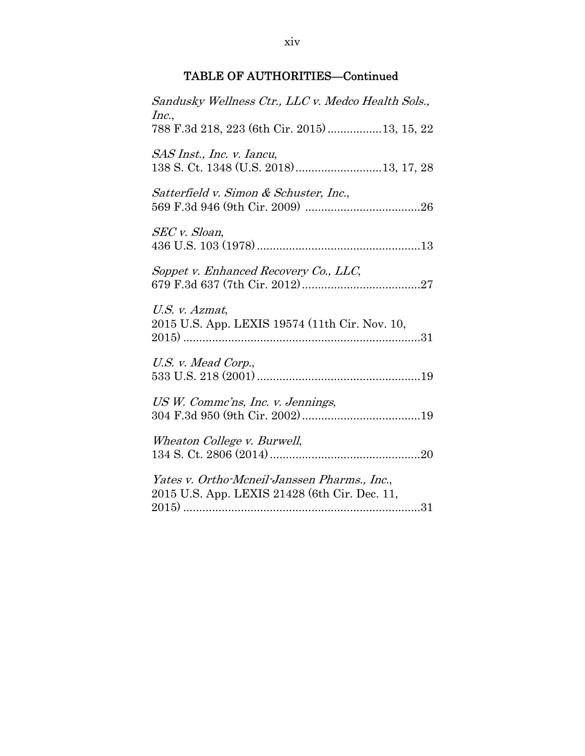## TABLE OF AUTHORITIES—Continued

*Sandusky Wellness Ctr., LLC v. Medco Health Sols., Inc.*,
788 F.3d 218, 223 (6th Cir. 2015)................13, 15, 22

*SAS Inst., Inc. v. Iancu*,
138 S. Ct. 1348 (U.S. 2018)..........................13, 17, 28

*Satterfield v. Simon & Schuster, Inc.*,
569 F.3d 946 (9th Cir. 2009) ...................................26

*SEC v. Sloan*,
436 U.S. 103 (1978)..................................................13

*Soppet v. Enhanced Recovery Co., LLC*,
679 F.3d 637 (7th Cir. 2012)....................................27

*U.S. v. Azmat*,
2015 U.S. App. LEXIS 19574 (11th Cir. Nov. 10, 2015) .........................................................................31

*U.S. v. Mead Corp.*,
533 U.S. 218 (2001)..................................................19

*US W. Commc'ns, Inc. v. Jennings*,
304 F.3d 950 (9th Cir. 2002)....................................19

*Wheaton College v. Burwell*,
134 S. Ct. 2806 (2014)..............................................20

*Yates v. Ortho-Mcneil-Janssen Pharms., Inc.*,
2015 U.S. App. LEXIS 21428 (6th Cir. Dec. 11, 2015) .........................................................................31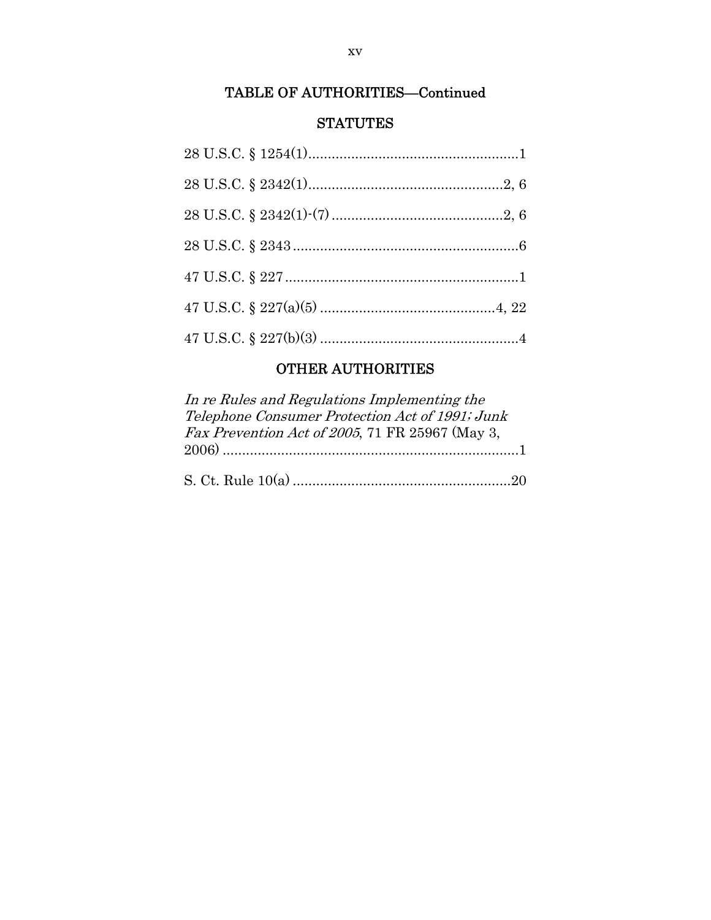## TABLE OF AUTHORITIES—Continued

### STATUTES

28 U.S.C. § 1254(1).......................................................1

28 U.S.C. § 2342(1)..................................................2, 6

28 U.S.C. § 2342(1)-(7) ............................................2, 6

28 U.S.C. § 2343..........................................................6

47 U.S.C. § 227............................................................1

47 U.S.C. § 227(a)(5) .............................................4, 22

47 U.S.C. § 227(b)(3) ...................................................4

### OTHER AUTHORITIES

*In re Rules and Regulations Implementing the Telephone Consumer Protection Act of 1991; Junk Fax Prevention Act of 2005*, 71 FR 25967 (May 3, 2006) ............................................................................1

S. Ct. Rule 10(a) .......................................................20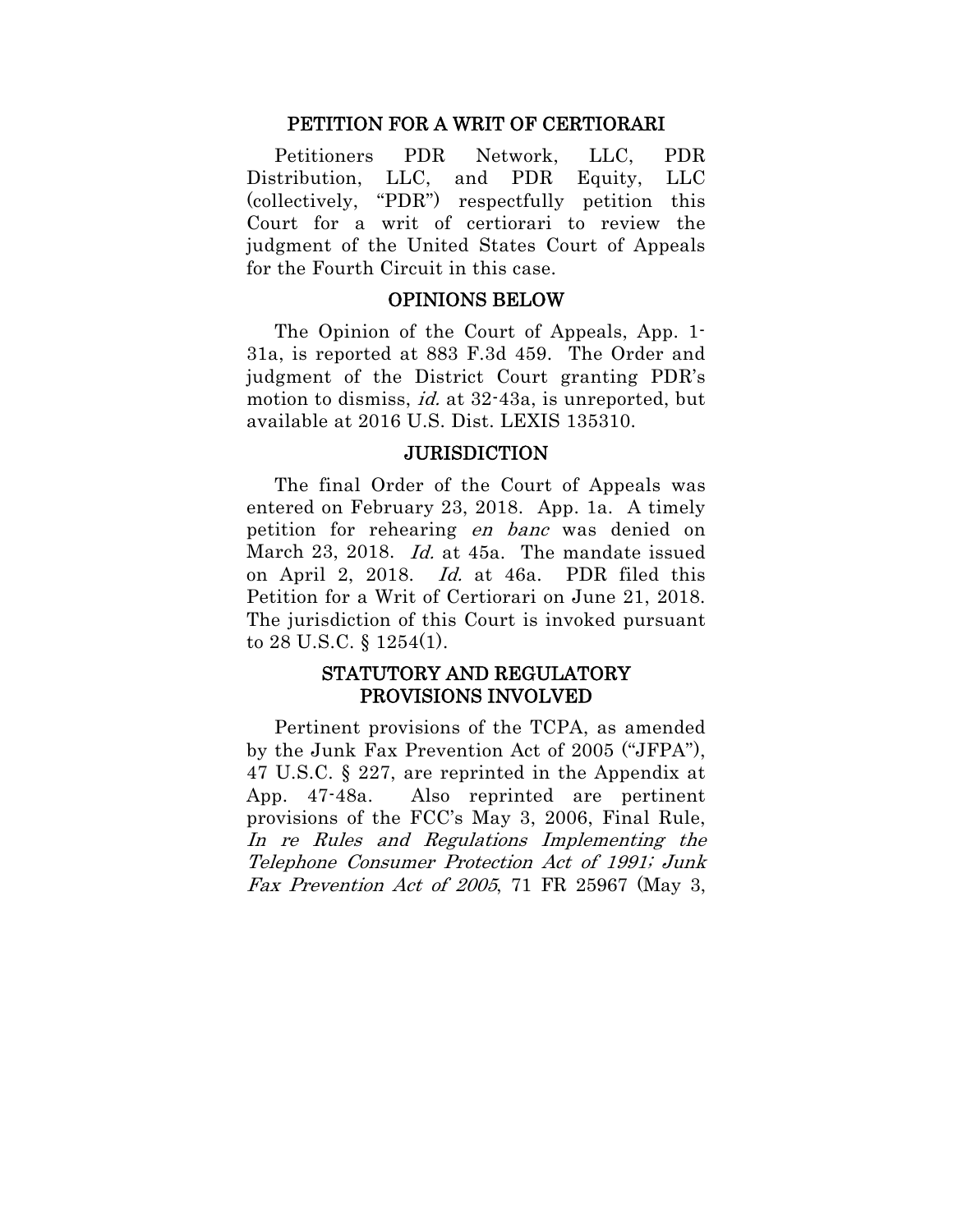## PETITION FOR A WRIT OF CERTIORARI

Petitioners PDR Network, LLC, PDR Distribution, LLC, and PDR Equity, LLC (collectively, "PDR") respectfully petition this Court for a writ of certiorari to review the judgment of the United States Court of Appeals for the Fourth Circuit in this case.

## OPINIONS BELOW

The Opinion of the Court of Appeals, App. 1-31a, is reported at 883 F.3d 459. The Order and judgment of the District Court granting PDR's motion to dismiss, *id.* at 32-43a, is unreported, but available at 2016 U.S. Dist. LEXIS 135310.

## JURISDICTION

The final Order of the Court of Appeals was entered on February 23, 2018. App. 1a. A timely petition for rehearing *en banc* was denied on March 23, 2018. *Id.* at 45a. The mandate issued on April 2, 2018. *Id.* at 46a. PDR filed this Petition for a Writ of Certiorari on June 21, 2018. The jurisdiction of this Court is invoked pursuant to 28 U.S.C. § 1254(1).

## STATUTORY AND REGULATORY PROVISIONS INVOLVED

Pertinent provisions of the TCPA, as amended by the Junk Fax Prevention Act of 2005 ("JFPA"), 47 U.S.C. § 227, are reprinted in the Appendix at App. 47-48a. Also reprinted are pertinent provisions of the FCC's May 3, 2006, Final Rule, *In re Rules and Regulations Implementing the Telephone Consumer Protection Act of 1991; Junk Fax Prevention Act of 2005*, 71 FR 25967 (May 3,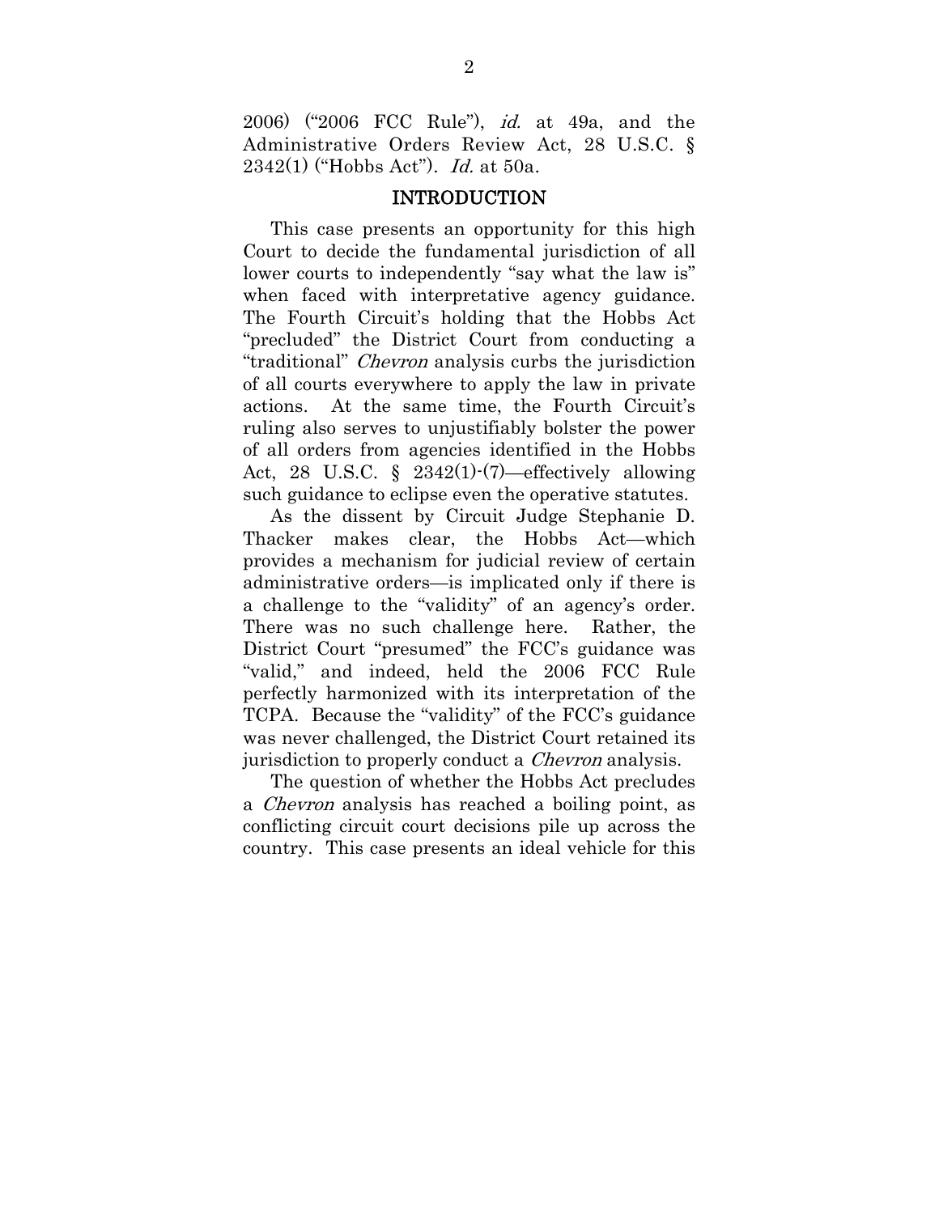2006) ("2006 FCC Rule"), *id.* at 49a, and the Administrative Orders Review Act, 28 U.S.C. § 2342(1) ("Hobbs Act"). *Id.* at 50a.

## INTRODUCTION

This case presents an opportunity for this high Court to decide the fundamental jurisdiction of all lower courts to independently "say what the law is" when faced with interpretative agency guidance. The Fourth Circuit's holding that the Hobbs Act "precluded" the District Court from conducting a "traditional" *Chevron* analysis curbs the jurisdiction of all courts everywhere to apply the law in private actions. At the same time, the Fourth Circuit's ruling also serves to unjustifiably bolster the power of all orders from agencies identified in the Hobbs Act, 28 U.S.C. § 2342(1)-(7)—effectively allowing such guidance to eclipse even the operative statutes.

As the dissent by Circuit Judge Stephanie D. Thacker makes clear, the Hobbs Act—which provides a mechanism for judicial review of certain administrative orders—is implicated only if there is a challenge to the "validity" of an agency's order. There was no such challenge here. Rather, the District Court "presumed" the FCC's guidance was "valid," and indeed, held the 2006 FCC Rule perfectly harmonized with its interpretation of the TCPA. Because the "validity" of the FCC's guidance was never challenged, the District Court retained its jurisdiction to properly conduct a *Chevron* analysis.

The question of whether the Hobbs Act precludes a *Chevron* analysis has reached a boiling point, as conflicting circuit court decisions pile up across the country. This case presents an ideal vehicle for this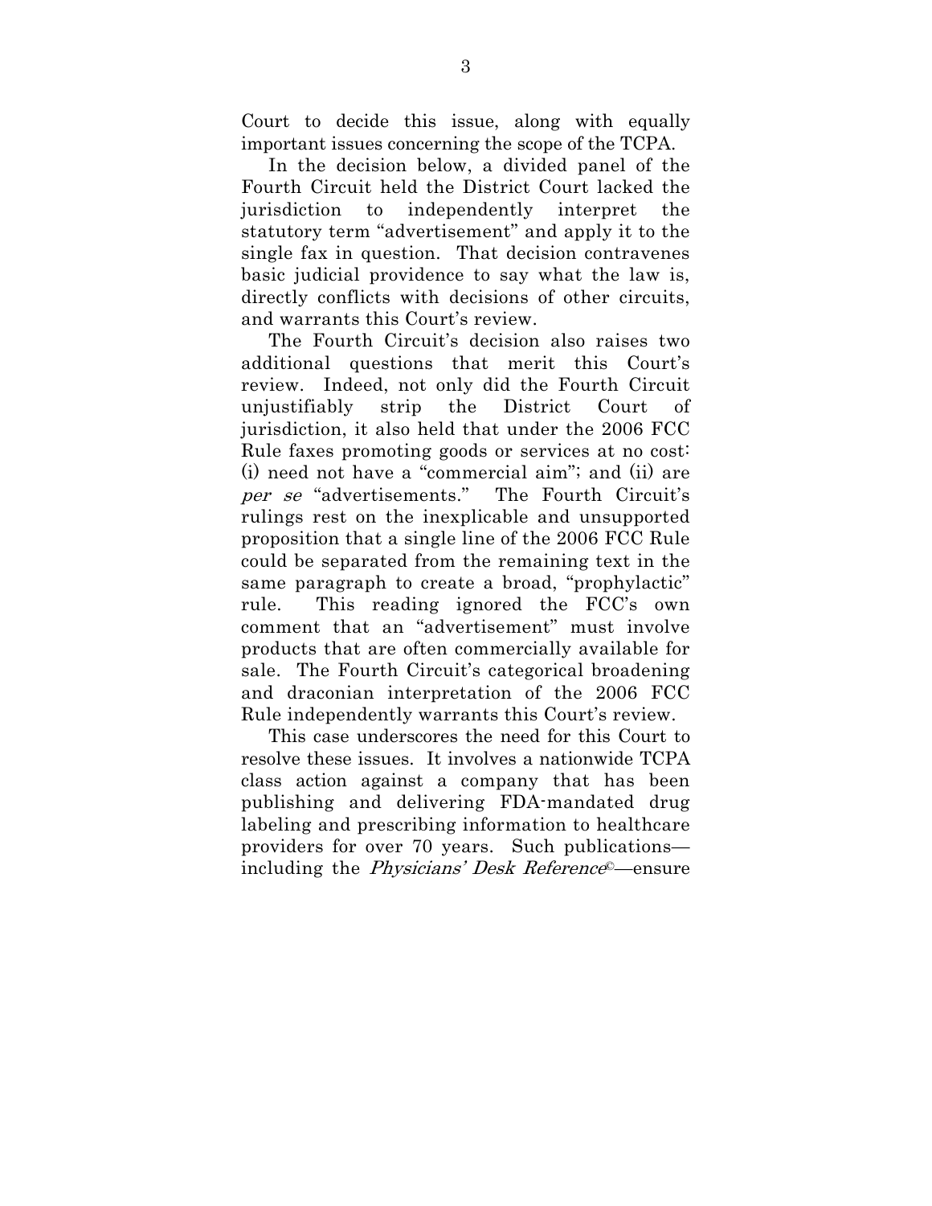Court to decide this issue, along with equally important issues concerning the scope of the TCPA.

In the decision below, a divided panel of the Fourth Circuit held the District Court lacked the jurisdiction to independently interpret the statutory term "advertisement" and apply it to the single fax in question. That decision contravenes basic judicial providence to say what the law is, directly conflicts with decisions of other circuits, and warrants this Court's review.

The Fourth Circuit's decision also raises two additional questions that merit this Court's review. Indeed, not only did the Fourth Circuit unjustifiably strip the District Court of jurisdiction, it also held that under the 2006 FCC Rule faxes promoting goods or services at no cost: (i) need not have a "commercial aim"; and (ii) are *per se* "advertisements." The Fourth Circuit's rulings rest on the inexplicable and unsupported proposition that a single line of the 2006 FCC Rule could be separated from the remaining text in the same paragraph to create a broad, "prophylactic" rule. This reading ignored the FCC's own comment that an "advertisement" must involve products that are often commercially available for sale. The Fourth Circuit's categorical broadening and draconian interpretation of the 2006 FCC Rule independently warrants this Court's review.

This case underscores the need for this Court to resolve these issues. It involves a nationwide TCPA class action against a company that has been publishing and delivering FDA-mandated drug labeling and prescribing information to healthcare providers for over 70 years. Such publications—including the *Physicians' Desk Reference*©—ensure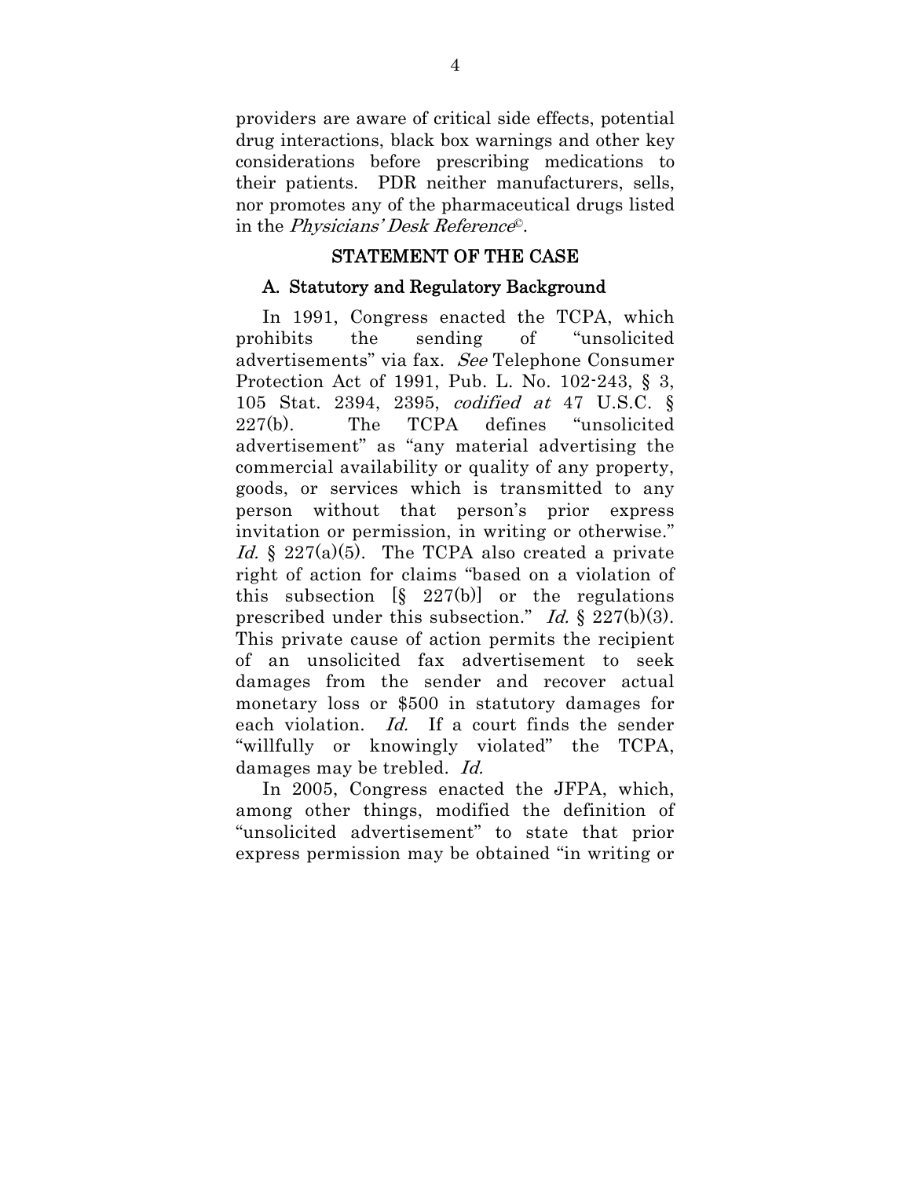providers are aware of critical side effects, potential drug interactions, black box warnings and other key considerations before prescribing medications to their patients. PDR neither manufacturers, sells, nor promotes any of the pharmaceutical drugs listed in the *Physicians' Desk Reference©*.

## STATEMENT OF THE CASE

### A. Statutory and Regulatory Background

In 1991, Congress enacted the TCPA, which prohibits the sending of "unsolicited advertisements" via fax. *See* Telephone Consumer Protection Act of 1991, Pub. L. No. 102-243, § 3, 105 Stat. 2394, 2395, *codified at* 47 U.S.C. § 227(b). The TCPA defines "unsolicited advertisement" as "any material advertising the commercial availability or quality of any property, goods, or services which is transmitted to any person without that person's prior express invitation or permission, in writing or otherwise." *Id.* § 227(a)(5). The TCPA also created a private right of action for claims "based on a violation of this subsection [§ 227(b)] or the regulations prescribed under this subsection." *Id.* § 227(b)(3). This private cause of action permits the recipient of an unsolicited fax advertisement to seek damages from the sender and recover actual monetary loss or $500 in statutory damages for each violation. *Id.* If a court finds the sender "willfully or knowingly violated" the TCPA, damages may be trebled. *Id.*

In 2005, Congress enacted the JFPA, which, among other things, modified the definition of "unsolicited advertisement" to state that prior express permission may be obtained "in writing or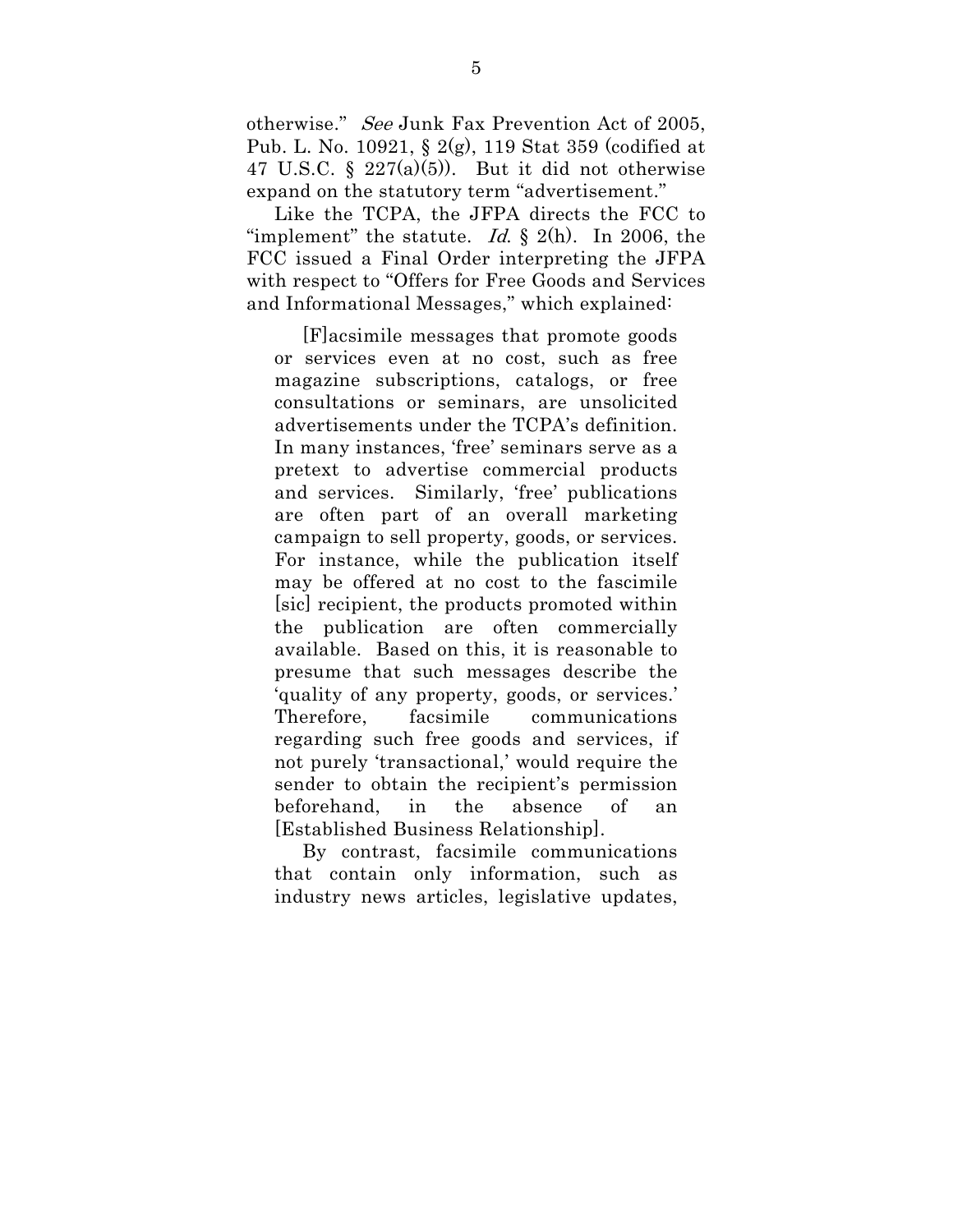otherwise." *See* Junk Fax Prevention Act of 2005, Pub. L. No. 10921, § 2(g), 119 Stat 359 (codified at 47 U.S.C. § 227(a)(5)). But it did not otherwise expand on the statutory term "advertisement."

Like the TCPA, the JFPA directs the FCC to "implement" the statute. *Id.* § 2(h). In 2006, the FCC issued a Final Order interpreting the JFPA with respect to "Offers for Free Goods and Services and Informational Messages," which explained:

> [F]acsimile messages that promote goods or services even at no cost, such as free magazine subscriptions, catalogs, or free consultations or seminars, are unsolicited advertisements under the TCPA's definition. In many instances, 'free' seminars serve as a pretext to advertise commercial products and services. Similarly, 'free' publications are often part of an overall marketing campaign to sell property, goods, or services. For instance, while the publication itself may be offered at no cost to the fascimile [sic] recipient, the products promoted within the publication are often commercially available. Based on this, it is reasonable to presume that such messages describe the 'quality of any property, goods, or services.' Therefore, facsimile communications regarding such free goods and services, if not purely 'transactional,' would require the sender to obtain the recipient's permission beforehand, in the absence of an [Established Business Relationship].
>
> By contrast, facsimile communications that contain only information, such as industry news articles, legislative updates,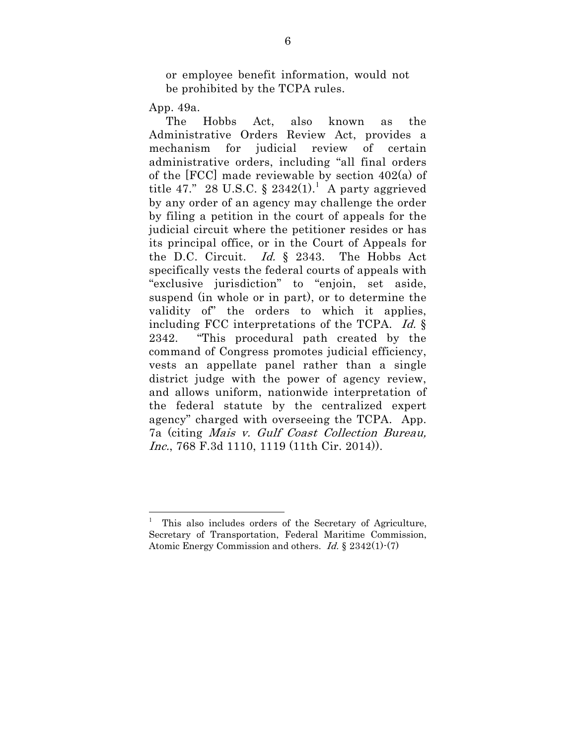or employee benefit information, would not be prohibited by the TCPA rules.

App. 49a.

The Hobbs Act, also known as the Administrative Orders Review Act, provides a mechanism for judicial review of certain administrative orders, including "all final orders of the [FCC] made reviewable by section 402(a) of title 47." 28 U.S.C. § 2342(1).[1] A party aggrieved by any order of an agency may challenge the order by filing a petition in the court of appeals for the judicial circuit where the petitioner resides or has its principal office, or in the Court of Appeals for the D.C. Circuit. *Id.* § 2343. The Hobbs Act specifically vests the federal courts of appeals with "exclusive jurisdiction" to "enjoin, set aside, suspend (in whole or in part), or to determine the validity of" the orders to which it applies, including FCC interpretations of the TCPA. *Id.* § 2342. "This procedural path created by the command of Congress promotes judicial efficiency, vests an appellate panel rather than a single district judge with the power of agency review, and allows uniform, nationwide interpretation of the federal statute by the centralized expert agency" charged with overseeing the TCPA. App. 7a (citing *Mais v. Gulf Coast Collection Bureau, Inc.*, 768 F.3d 1110, 1119 (11th Cir. 2014)).

---

[1] This also includes orders of the Secretary of Agriculture, Secretary of Transportation, Federal Maritime Commission, Atomic Energy Commission and others. *Id.* § 2342(1)-(7)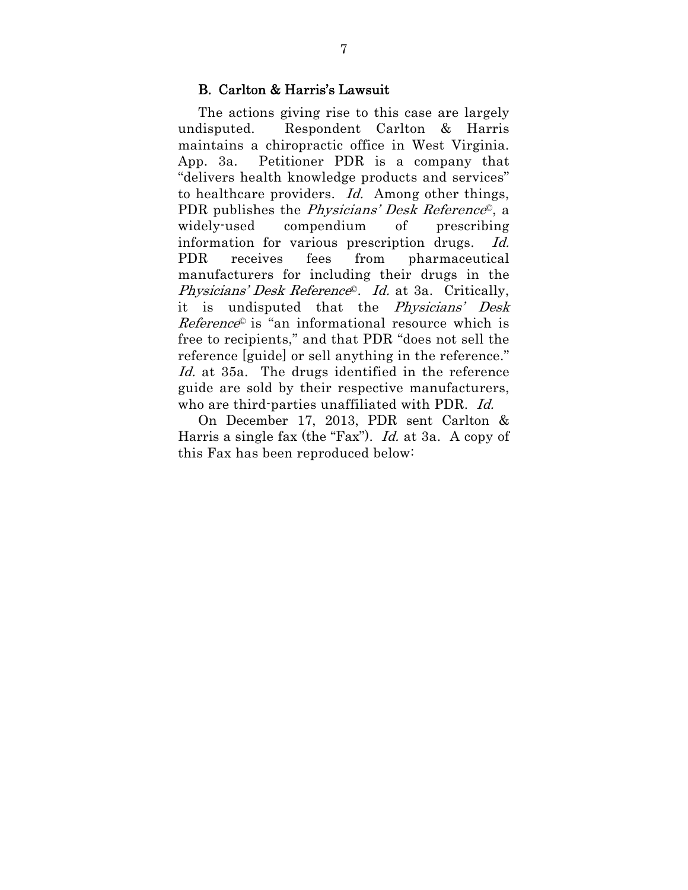### B. Carlton & Harris's Lawsuit

The actions giving rise to this case are largely undisputed. Respondent Carlton & Harris maintains a chiropractic office in West Virginia. App. 3a. Petitioner PDR is a company that "delivers health knowledge products and services" to healthcare providers. *Id.* Among other things, PDR publishes the *Physicians' Desk Reference*©, a widely-used compendium of prescribing information for various prescription drugs. *Id.* PDR receives fees from pharmaceutical manufacturers for including their drugs in the *Physicians' Desk Reference*©. *Id.* at 3a. Critically, it is undisputed that the *Physicians' Desk Reference*© is "an informational resource which is free to recipients," and that PDR "does not sell the reference [guide] or sell anything in the reference." *Id.* at 35a. The drugs identified in the reference guide are sold by their respective manufacturers, who are third-parties unaffiliated with PDR. *Id.*

On December 17, 2013, PDR sent Carlton & Harris a single fax (the "Fax"). *Id.* at 3a. A copy of this Fax has been reproduced below: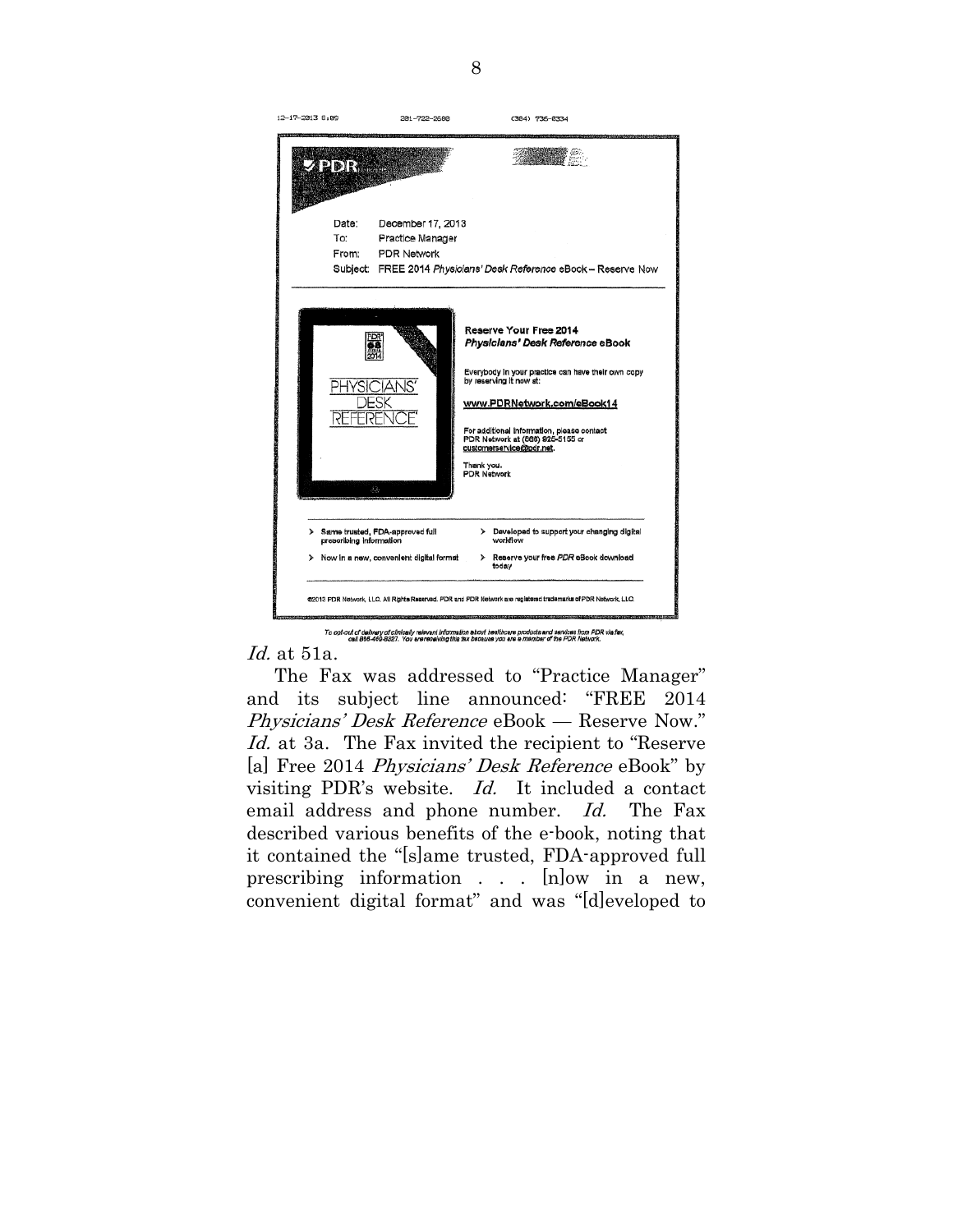12-17-2013 8:09 281-722-2688 (304) 736-8334

**PDR**

Date: December 17, 2013
To: Practice Manager
From: PDR Network
Subject: FREE 2014 *Physicians' Desk Reference* eBook – Reserve Now

PDR 68 2014

PHYSICIANS' DESK REFERENCE

**Reserve Your Free 2014**
***Physicians' Desk Reference* eBook**

Everybody in your practice can have their own copy by reserving it now at:

**www.PDRNetwork.com/eBook14**

For additional information, please contact PDR Network at (866) 925-5155 or customerservice@pdr.net.

Thank you.
PDR Network

> Same trusted, FDA-approved full prescribing information
> Now in a new, convenient digital format
> Developed to support your changing digital workflow
> Reserve your free *PDR* eBook download today

©2013 PDR Network, LLC. All Rights Reserved. PDR and PDR Network are registered trademarks of PDR Network, LLC.

*To opt-out of delivery of clinically relevant information about healthcare products and services from PDR via fax, call 816-459-8327. You are receiving this fax because you are a member of the PDR Network.*

*Id.* at 51a.

The Fax was addressed to "Practice Manager" and its subject line announced: "FREE 2014 *Physicians' Desk Reference* eBook — Reserve Now." *Id.* at 3a. The Fax invited the recipient to "Reserve [a] Free 2014 *Physicians' Desk Reference* eBook" by visiting PDR's website. *Id.* It included a contact email address and phone number. *Id.* The Fax described various benefits of the e-book, noting that it contained the "[s]ame trusted, FDA-approved full prescribing information . . . [n]ow in a new, convenient digital format" and was "[d]eveloped to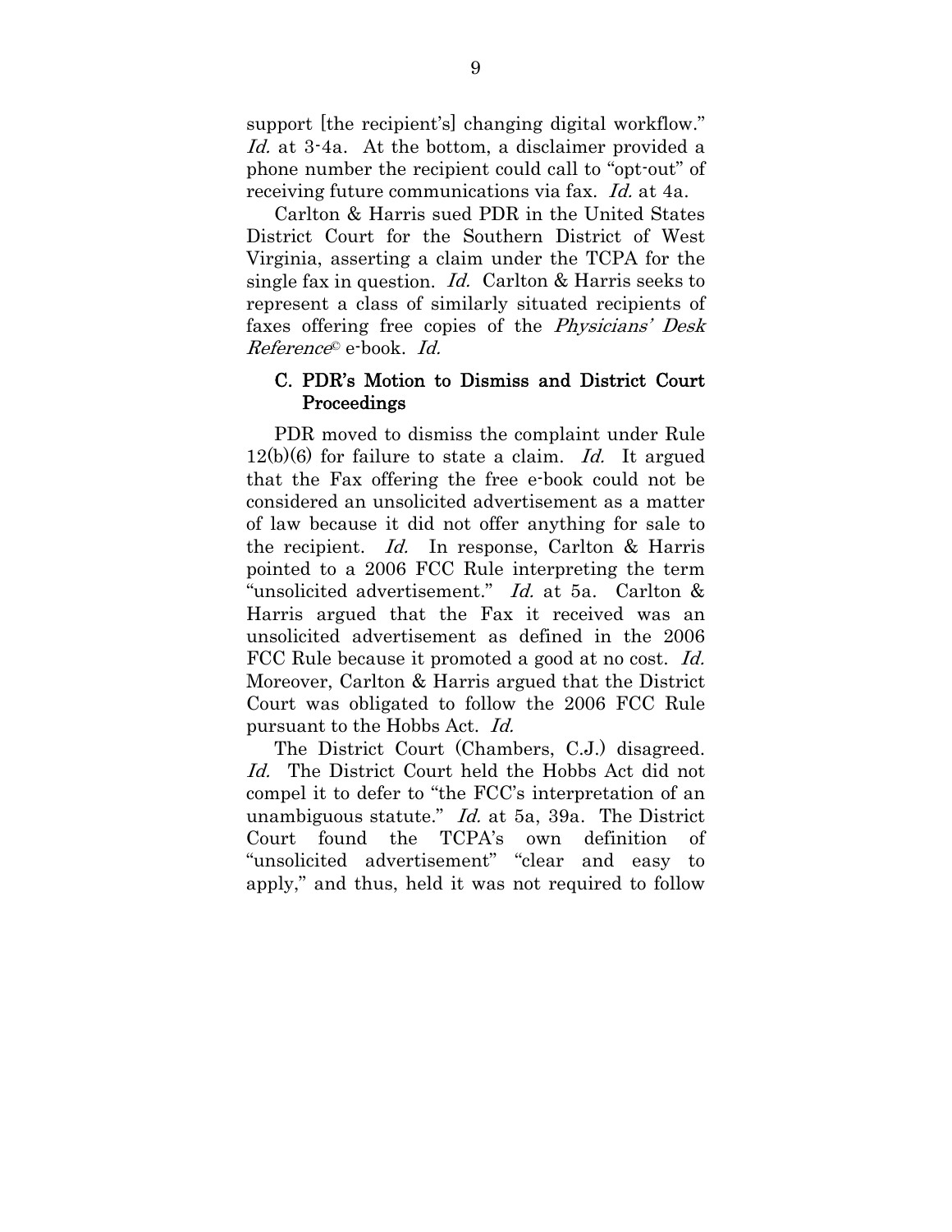support [the recipient's] changing digital workflow." *Id.* at 3-4a. At the bottom, a disclaimer provided a phone number the recipient could call to "opt-out" of receiving future communications via fax. *Id.* at 4a.

Carlton & Harris sued PDR in the United States District Court for the Southern District of West Virginia, asserting a claim under the TCPA for the single fax in question. *Id.* Carlton & Harris seeks to represent a class of similarly situated recipients of faxes offering free copies of the *Physicians' Desk Reference*© e-book. *Id.*

### C. PDR's Motion to Dismiss and District Court Proceedings

PDR moved to dismiss the complaint under Rule 12(b)(6) for failure to state a claim. *Id.* It argued that the Fax offering the free e-book could not be considered an unsolicited advertisement as a matter of law because it did not offer anything for sale to the recipient. *Id.* In response, Carlton & Harris pointed to a 2006 FCC Rule interpreting the term "unsolicited advertisement." *Id.* at 5a. Carlton & Harris argued that the Fax it received was an unsolicited advertisement as defined in the 2006 FCC Rule because it promoted a good at no cost. *Id.* Moreover, Carlton & Harris argued that the District Court was obligated to follow the 2006 FCC Rule pursuant to the Hobbs Act. *Id.*

The District Court (Chambers, C.J.) disagreed. *Id.* The District Court held the Hobbs Act did not compel it to defer to "the FCC's interpretation of an unambiguous statute." *Id.* at 5a, 39a. The District Court found the TCPA's own definition of "unsolicited advertisement" "clear and easy to apply," and thus, held it was not required to follow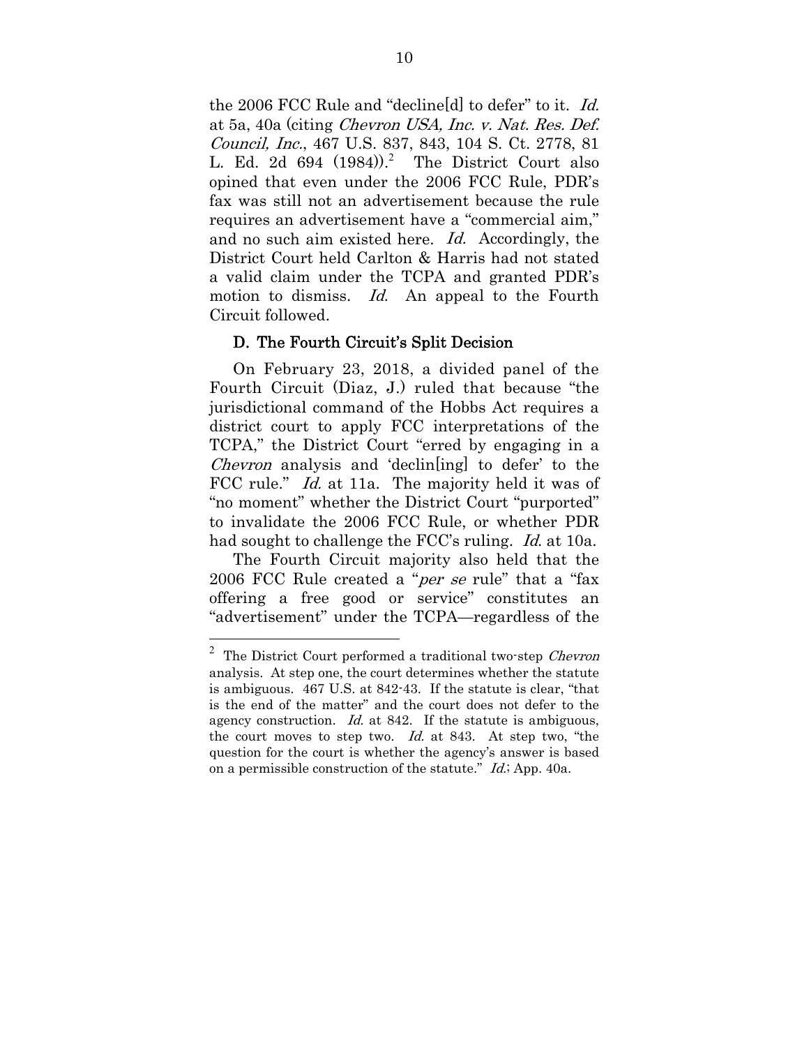the 2006 FCC Rule and "decline[d] to defer" to it. *Id.* at 5a, 40a (citing *Chevron USA, Inc. v. Nat. Res. Def. Council, Inc.*, 467 U.S. 837, 843, 104 S. Ct. 2778, 81 L. Ed. 2d 694 (1984)).[2] The District Court also opined that even under the 2006 FCC Rule, PDR's fax was still not an advertisement because the rule requires an advertisement have a "commercial aim," and no such aim existed here. *Id.* Accordingly, the District Court held Carlton & Harris had not stated a valid claim under the TCPA and granted PDR's motion to dismiss. *Id.* An appeal to the Fourth Circuit followed.

### D. The Fourth Circuit's Split Decision

On February 23, 2018, a divided panel of the Fourth Circuit (Diaz, J.) ruled that because "the jurisdictional command of the Hobbs Act requires a district court to apply FCC interpretations of the TCPA," the District Court "erred by engaging in a *Chevron* analysis and 'declin[ing] to defer' to the FCC rule." *Id.* at 11a. The majority held it was of "no moment" whether the District Court "purported" to invalidate the 2006 FCC Rule, or whether PDR had sought to challenge the FCC's ruling. *Id.* at 10a.

The Fourth Circuit majority also held that the 2006 FCC Rule created a "*per se* rule" that a "fax offering a free good or service" constitutes an "advertisement" under the TCPA—regardless of the

---

[2] The District Court performed a traditional two-step *Chevron* analysis. At step one, the court determines whether the statute is ambiguous. 467 U.S. at 842-43. If the statute is clear, "that is the end of the matter" and the court does not defer to the agency construction. *Id.* at 842. If the statute is ambiguous, the court moves to step two. *Id.* at 843. At step two, "the question for the court is whether the agency's answer is based on a permissible construction of the statute." *Id.*; App. 40a.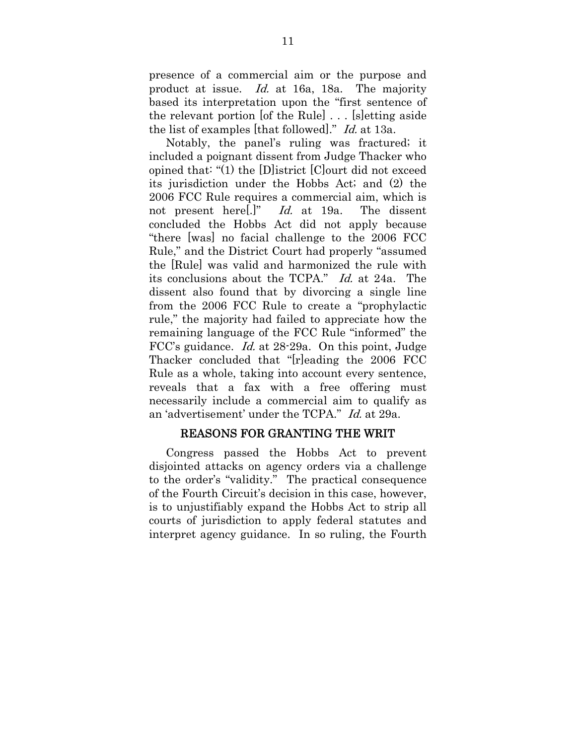presence of a commercial aim or the purpose and product at issue. *Id.* at 16a, 18a. The majority based its interpretation upon the "first sentence of the relevant portion [of the Rule] . . . [s]etting aside the list of examples [that followed]." *Id.* at 13a.

Notably, the panel's ruling was fractured; it included a poignant dissent from Judge Thacker who opined that: "(1) the [D]istrict [C]ourt did not exceed its jurisdiction under the Hobbs Act; and (2) the 2006 FCC Rule requires a commercial aim, which is not present here[.]" *Id.* at 19a. The dissent concluded the Hobbs Act did not apply because "there [was] no facial challenge to the 2006 FCC Rule," and the District Court had properly "assumed the [Rule] was valid and harmonized the rule with its conclusions about the TCPA." *Id.* at 24a. The dissent also found that by divorcing a single line from the 2006 FCC Rule to create a "prophylactic rule," the majority had failed to appreciate how the remaining language of the FCC Rule "informed" the FCC's guidance. *Id.* at 28-29a. On this point, Judge Thacker concluded that "[r]eading the 2006 FCC Rule as a whole, taking into account every sentence, reveals that a fax with a free offering must necessarily include a commercial aim to qualify as an 'advertisement' under the TCPA." *Id.* at 29a.

## REASONS FOR GRANTING THE WRIT

Congress passed the Hobbs Act to prevent disjointed attacks on agency orders via a challenge to the order's "validity." The practical consequence of the Fourth Circuit's decision in this case, however, is to unjustifiably expand the Hobbs Act to strip all courts of jurisdiction to apply federal statutes and interpret agency guidance. In so ruling, the Fourth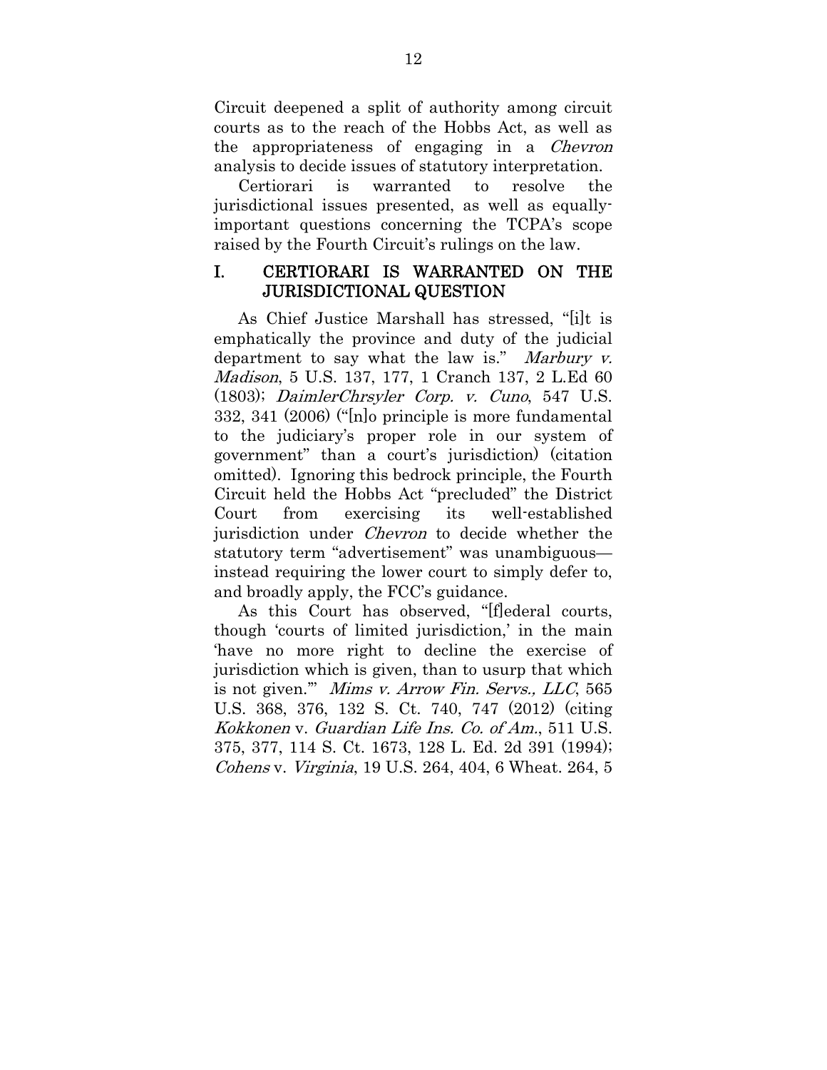Circuit deepened a split of authority among circuit courts as to the reach of the Hobbs Act, as well as the appropriateness of engaging in a *Chevron* analysis to decide issues of statutory interpretation.

Certiorari is warranted to resolve the jurisdictional issues presented, as well as equally-important questions concerning the TCPA's scope raised by the Fourth Circuit's rulings on the law.

## I. CERTIORARI IS WARRANTED ON THE JURISDICTIONAL QUESTION

As Chief Justice Marshall has stressed, "[i]t is emphatically the province and duty of the judicial department to say what the law is." *Marbury v. Madison*, 5 U.S. 137, 177, 1 Cranch 137, 2 L.Ed 60 (1803); *DaimlerChrsyler Corp. v. Cuno*, 547 U.S. 332, 341 (2006) ("[n]o principle is more fundamental to the judiciary's proper role in our system of government" than a court's jurisdiction) (citation omitted). Ignoring this bedrock principle, the Fourth Circuit held the Hobbs Act "precluded" the District Court from exercising its well-established jurisdiction under *Chevron* to decide whether the statutory term "advertisement" was unambiguous—instead requiring the lower court to simply defer to, and broadly apply, the FCC's guidance.

As this Court has observed, "[f]ederal courts, though 'courts of limited jurisdiction,' in the main 'have no more right to decline the exercise of jurisdiction which is given, than to usurp that which is not given.'" *Mims v. Arrow Fin. Servs., LLC*, 565 U.S. 368, 376, 132 S. Ct. 740, 747 (2012) (citing *Kokkonen* v. *Guardian Life Ins. Co. of Am.*, 511 U.S. 375, 377, 114 S. Ct. 1673, 128 L. Ed. 2d 391 (1994); *Cohens* v. *Virginia*, 19 U.S. 264, 404, 6 Wheat. 264, 5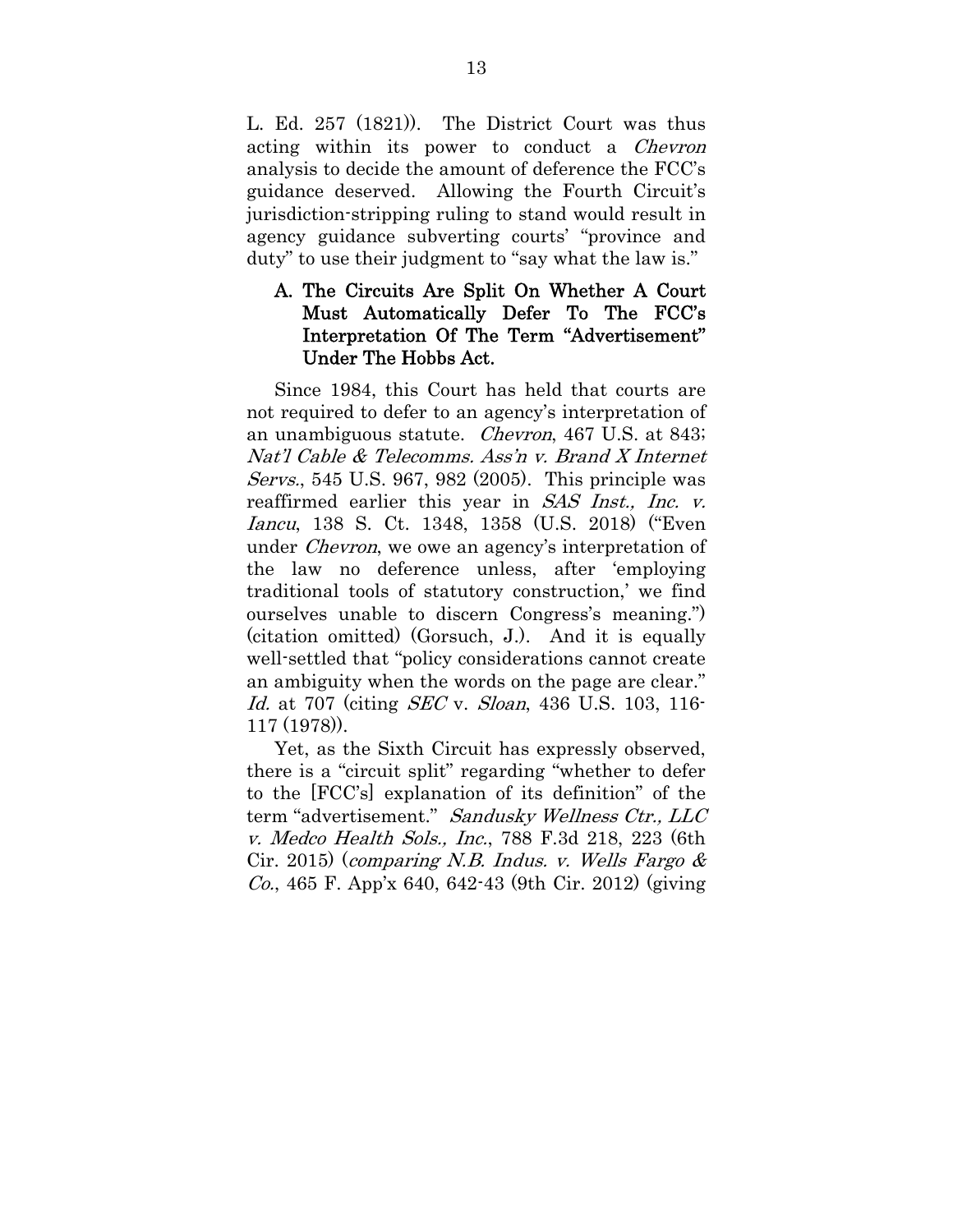L. Ed. 257 (1821)). The District Court was thus acting within its power to conduct a *Chevron* analysis to decide the amount of deference the FCC's guidance deserved. Allowing the Fourth Circuit's jurisdiction-stripping ruling to stand would result in agency guidance subverting courts' "province and duty" to use their judgment to "say what the law is."

### A. The Circuits Are Split On Whether A Court Must Automatically Defer To The FCC's Interpretation Of The Term "Advertisement" Under The Hobbs Act.

Since 1984, this Court has held that courts are not required to defer to an agency's interpretation of an unambiguous statute. *Chevron*, 467 U.S. at 843; *Nat'l Cable & Telecomms. Ass'n v. Brand X Internet Servs.*, 545 U.S. 967, 982 (2005). This principle was reaffirmed earlier this year in *SAS Inst., Inc. v. Iancu*, 138 S. Ct. 1348, 1358 (U.S. 2018) ("Even under *Chevron*, we owe an agency's interpretation of the law no deference unless, after 'employing traditional tools of statutory construction,' we find ourselves unable to discern Congress's meaning.") (citation omitted) (Gorsuch, J.). And it is equally well-settled that "policy considerations cannot create an ambiguity when the words on the page are clear." *Id.* at 707 (citing *SEC* v. *Sloan*, 436 U.S. 103, 116-117 (1978)).

Yet, as the Sixth Circuit has expressly observed, there is a "circuit split" regarding "whether to defer to the [FCC's] explanation of its definition" of the term "advertisement." *Sandusky Wellness Ctr., LLC v. Medco Health Sols., Inc.*, 788 F.3d 218, 223 (6th Cir. 2015) (*comparing N.B. Indus. v. Wells Fargo & Co.*, 465 F. App'x 640, 642-43 (9th Cir. 2012) (giving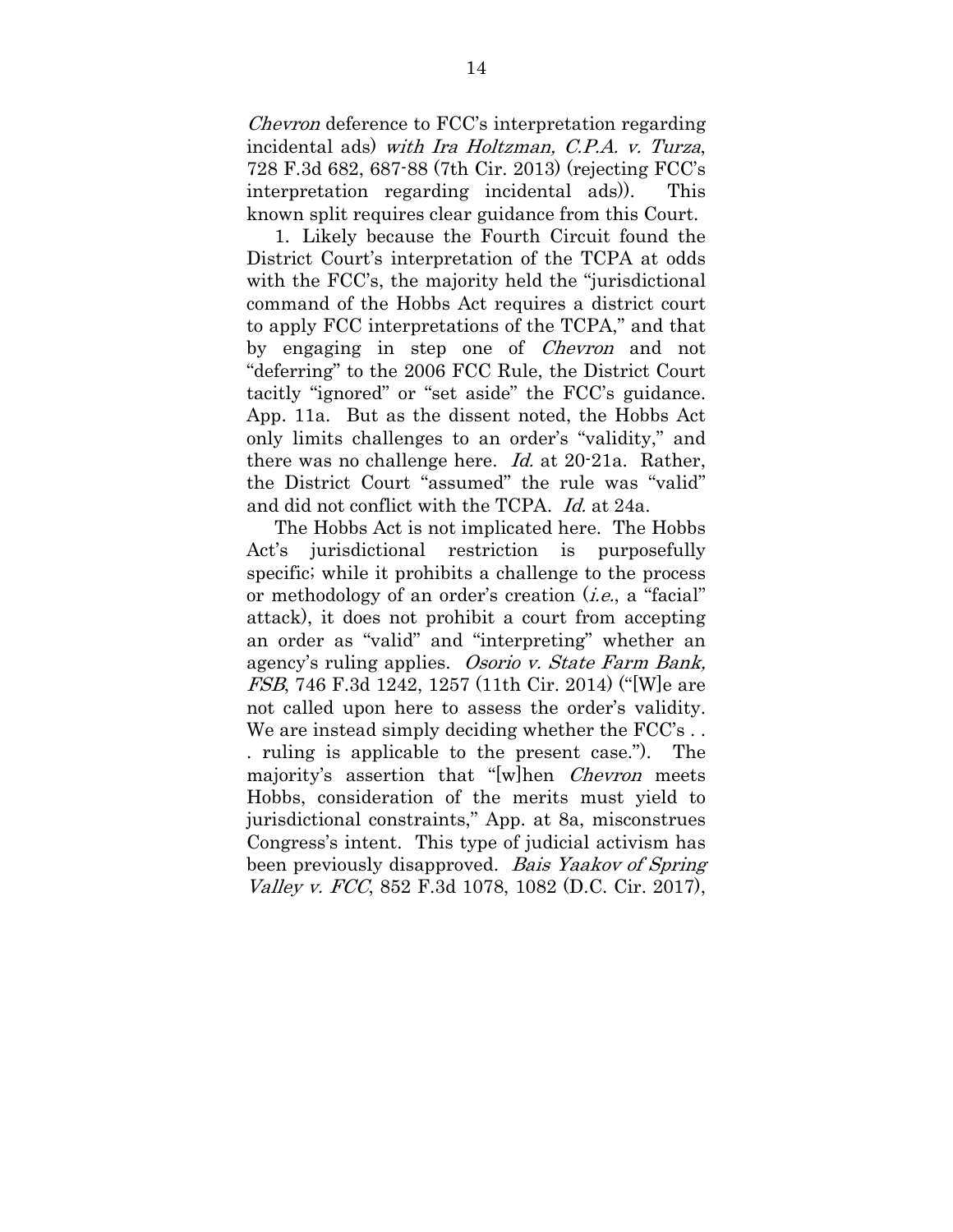*Chevron* deference to FCC's interpretation regarding incidental ads) *with Ira Holtzman, C.P.A. v. Turza*, 728 F.3d 682, 687-88 (7th Cir. 2013) (rejecting FCC's interpretation regarding incidental ads)). This known split requires clear guidance from this Court.

1. Likely because the Fourth Circuit found the District Court's interpretation of the TCPA at odds with the FCC's, the majority held the "jurisdictional command of the Hobbs Act requires a district court to apply FCC interpretations of the TCPA," and that by engaging in step one of *Chevron* and not "deferring" to the 2006 FCC Rule, the District Court tacitly "ignored" or "set aside" the FCC's guidance. App. 11a. But as the dissent noted, the Hobbs Act only limits challenges to an order's "validity," and there was no challenge here. *Id.* at 20-21a. Rather, the District Court "assumed" the rule was "valid" and did not conflict with the TCPA. *Id.* at 24a.

The Hobbs Act is not implicated here. The Hobbs Act's jurisdictional restriction is purposefully specific; while it prohibits a challenge to the process or methodology of an order's creation (*i.e.*, a "facial" attack), it does not prohibit a court from accepting an order as "valid" and "interpreting" whether an agency's ruling applies. *Osorio v. State Farm Bank, FSB*, 746 F.3d 1242, 1257 (11th Cir. 2014) ("[W]e are not called upon here to assess the order's validity. We are instead simply deciding whether the FCC's . . . ruling is applicable to the present case."). The majority's assertion that "[w]hen *Chevron* meets Hobbs, consideration of the merits must yield to jurisdictional constraints," App. at 8a, misconstrues Congress's intent. This type of judicial activism has been previously disapproved. *Bais Yaakov of Spring Valley v. FCC*, 852 F.3d 1078, 1082 (D.C. Cir. 2017),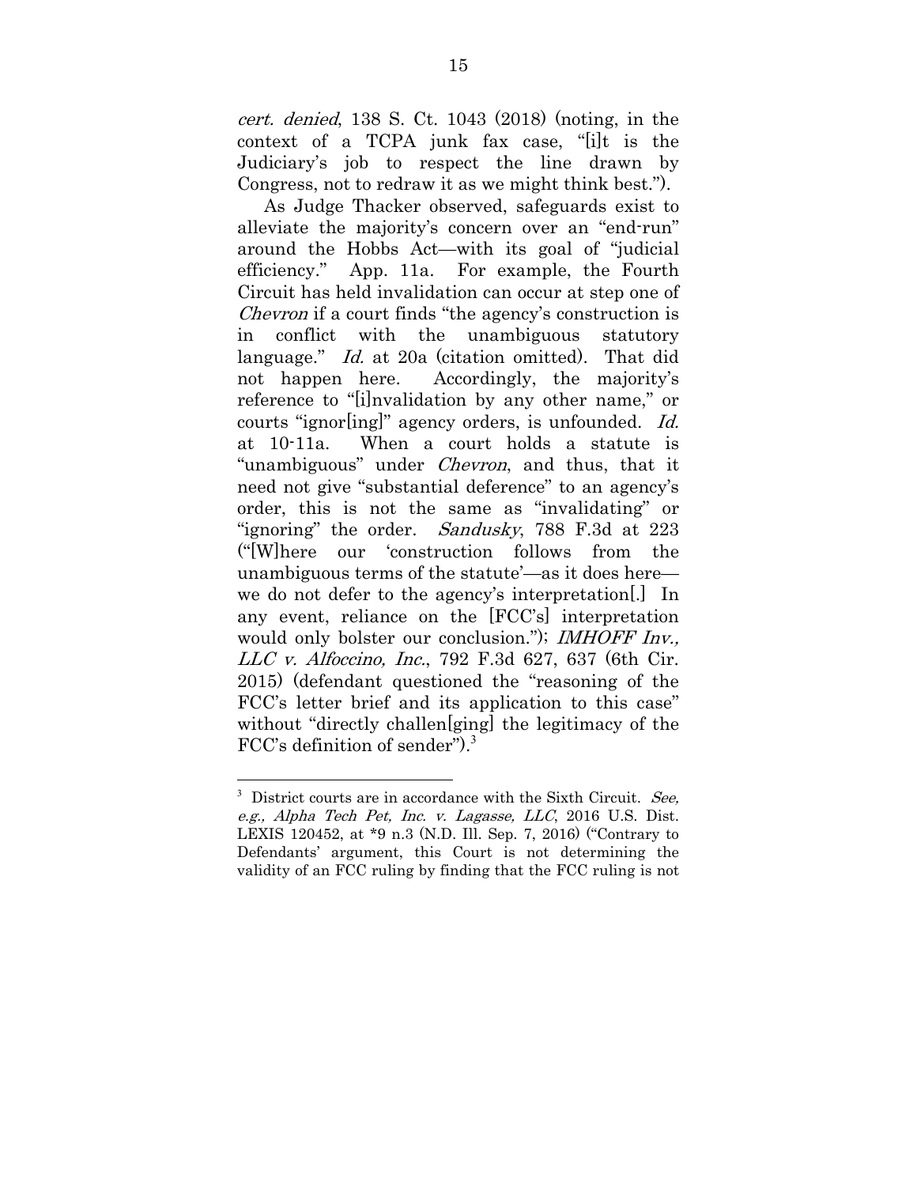*cert. denied*, 138 S. Ct. 1043 (2018) (noting, in the context of a TCPA junk fax case, "[i]t is the Judiciary's job to respect the line drawn by Congress, not to redraw it as we might think best.").

As Judge Thacker observed, safeguards exist to alleviate the majority's concern over an "end-run" around the Hobbs Act—with its goal of "judicial efficiency." App. 11a. For example, the Fourth Circuit has held invalidation can occur at step one of *Chevron* if a court finds "the agency's construction is in conflict with the unambiguous statutory language." *Id.* at 20a (citation omitted). That did not happen here. Accordingly, the majority's reference to "[i]nvalidation by any other name," or courts "ignor[ing]" agency orders, is unfounded. *Id.* at 10-11a. When a court holds a statute is "unambiguous" under *Chevron*, and thus, that it need not give "substantial deference" to an agency's order, this is not the same as "invalidating" or "ignoring" the order. *Sandusky*, 788 F.3d at 223 ("[W]here our 'construction follows from the unambiguous terms of the statute'—as it does here—we do not defer to the agency's interpretation[.] In any event, reliance on the [FCC's] interpretation would only bolster our conclusion."); *IMHOFF Inv., LLC v. Alfoccino, Inc.*, 792 F.3d 627, 637 (6th Cir. 2015) (defendant questioned the "reasoning of the FCC's letter brief and its application to this case" without "directly challen[ging] the legitimacy of the FCC's definition of sender").[3]

---

[3] District courts are in accordance with the Sixth Circuit. *See, e.g., Alpha Tech Pet, Inc. v. Lagasse, LLC*, 2016 U.S. Dist. LEXIS 120452, at \*9 n.3 (N.D. Ill. Sep. 7, 2016) ("Contrary to Defendants' argument, this Court is not determining the validity of an FCC ruling by finding that the FCC ruling is not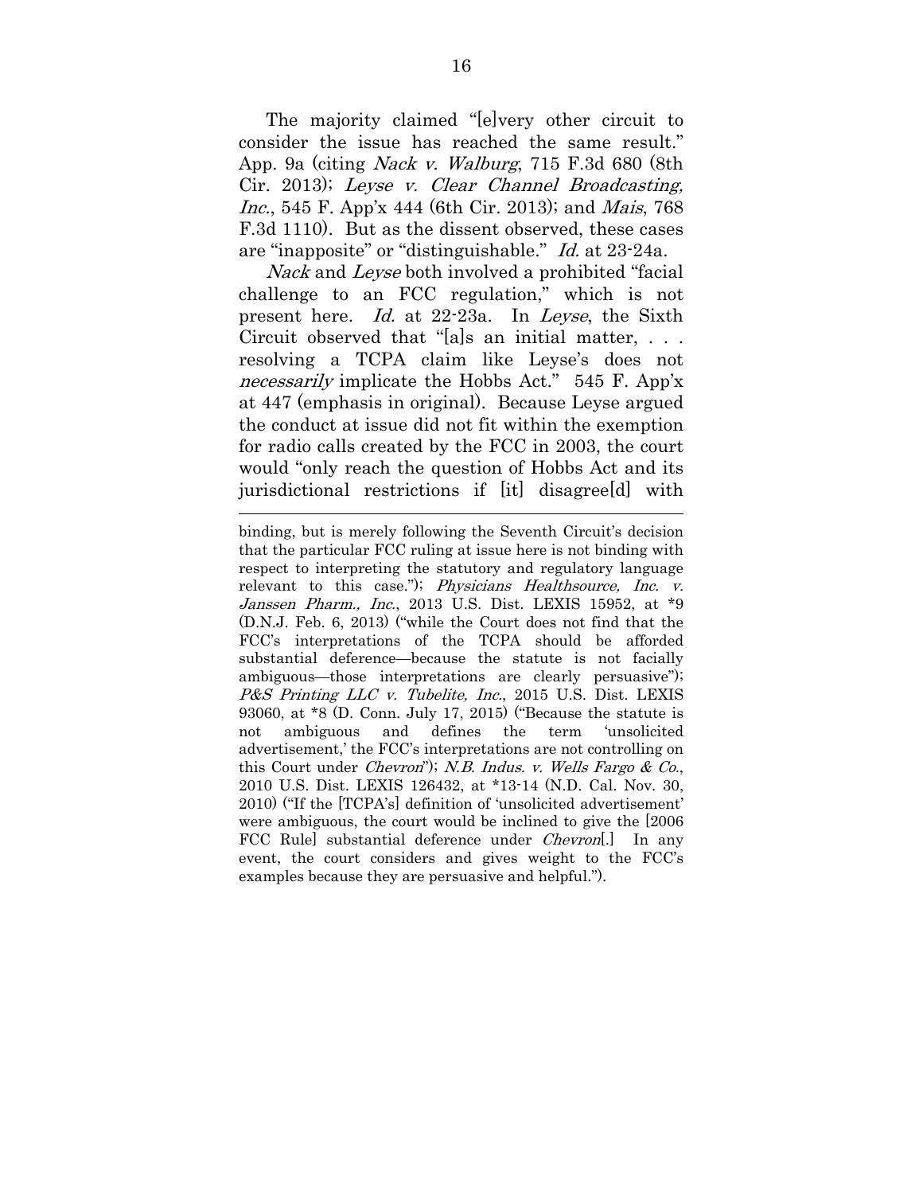The majority claimed "[e]very other circuit to consider the issue has reached the same result." App. 9a (citing *Nack v. Walburg*, 715 F.3d 680 (8th Cir. 2013); *Leyse v. Clear Channel Broadcasting, Inc.*, 545 F. App'x 444 (6th Cir. 2013); and *Mais*, 768 F.3d 1110). But as the dissent observed, these cases are "inapposite" or "distinguishable." *Id.* at 23-24a.

*Nack* and *Leyse* both involved a prohibited "facial challenge to an FCC regulation," which is not present here. *Id.* at 22-23a. In *Leyse*, the Sixth Circuit observed that "[a]s an initial matter, . . . resolving a TCPA claim like Leyse's does not *necessarily* implicate the Hobbs Act." 545 F. App'x at 447 (emphasis in original). Because Leyse argued the conduct at issue did not fit within the exemption for radio calls created by the FCC in 2003, the court would "only reach the question of Hobbs Act and its jurisdictional restrictions if [it] disagree[d] with

---

binding, but is merely following the Seventh Circuit's decision that the particular FCC ruling at issue here is not binding with respect to interpreting the statutory and regulatory language relevant to this case."); *Physicians Healthsource, Inc. v. Janssen Pharm., Inc.*, 2013 U.S. Dist. LEXIS 15952, at *9 (D.N.J. Feb. 6, 2013) ("while the Court does not find that the FCC's interpretations of the TCPA should be afforded substantial deference—because the statute is not facially ambiguous—those interpretations are clearly persuasive"); *P&S Printing LLC v. Tubelite, Inc.*, 2015 U.S. Dist. LEXIS 93060, at *8 (D. Conn. July 17, 2015) ("Because the statute is not ambiguous and defines the term 'unsolicited advertisement,' the FCC's interpretations are not controlling on this Court under *Chevron*"); *N.B. Indus. v. Wells Fargo & Co.*, 2010 U.S. Dist. LEXIS 126432, at *13-14 (N.D. Cal. Nov. 30, 2010) ("If the [TCPA's] definition of 'unsolicited advertisement' were ambiguous, the court would be inclined to give the [2006 FCC Rule] substantial deference under *Chevron*[.] In any event, the court considers and gives weight to the FCC's examples because they are persuasive and helpful.").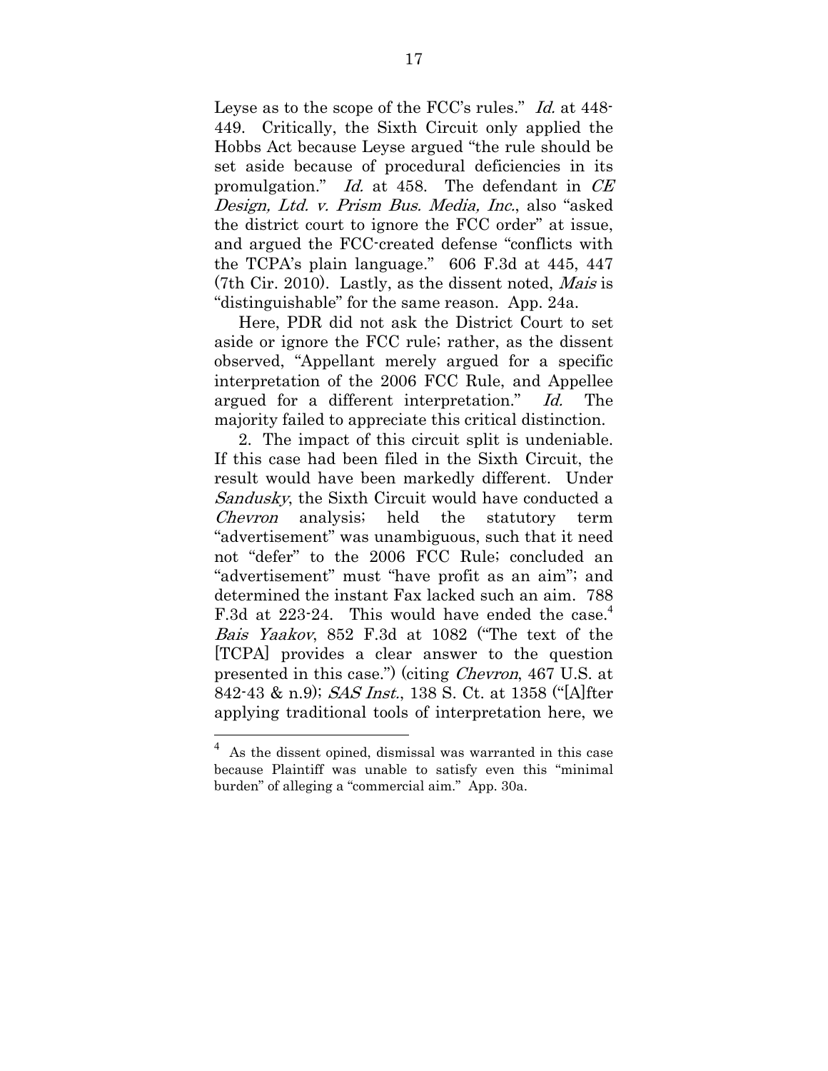Leyse as to the scope of the FCC's rules." *Id.* at 448-449. Critically, the Sixth Circuit only applied the Hobbs Act because Leyse argued "the rule should be set aside because of procedural deficiencies in its promulgation." *Id.* at 458. The defendant in *CE Design, Ltd. v. Prism Bus. Media, Inc.*, also "asked the district court to ignore the FCC order" at issue, and argued the FCC-created defense "conflicts with the TCPA's plain language." 606 F.3d at 445, 447 (7th Cir. 2010). Lastly, as the dissent noted, *Mais* is "distinguishable" for the same reason. App. 24a.

Here, PDR did not ask the District Court to set aside or ignore the FCC rule; rather, as the dissent observed, "Appellant merely argued for a specific interpretation of the 2006 FCC Rule, and Appellee argued for a different interpretation." *Id.* The majority failed to appreciate this critical distinction.

2. The impact of this circuit split is undeniable. If this case had been filed in the Sixth Circuit, the result would have been markedly different. Under *Sandusky*, the Sixth Circuit would have conducted a *Chevron* analysis; held the statutory term "advertisement" was unambiguous, such that it need not "defer" to the 2006 FCC Rule; concluded an "advertisement" must "have profit as an aim"; and determined the instant Fax lacked such an aim. 788 F.3d at 223-24. This would have ended the case.[4] *Bais Yaakov*, 852 F.3d at 1082 ("The text of the [TCPA] provides a clear answer to the question presented in this case.") (citing *Chevron*, 467 U.S. at 842-43 & n.9); *SAS Inst.*, 138 S. Ct. at 1358 ("[A]fter applying traditional tools of interpretation here, we

---

[4] As the dissent opined, dismissal was warranted in this case because Plaintiff was unable to satisfy even this "minimal burden" of alleging a "commercial aim." App. 30a.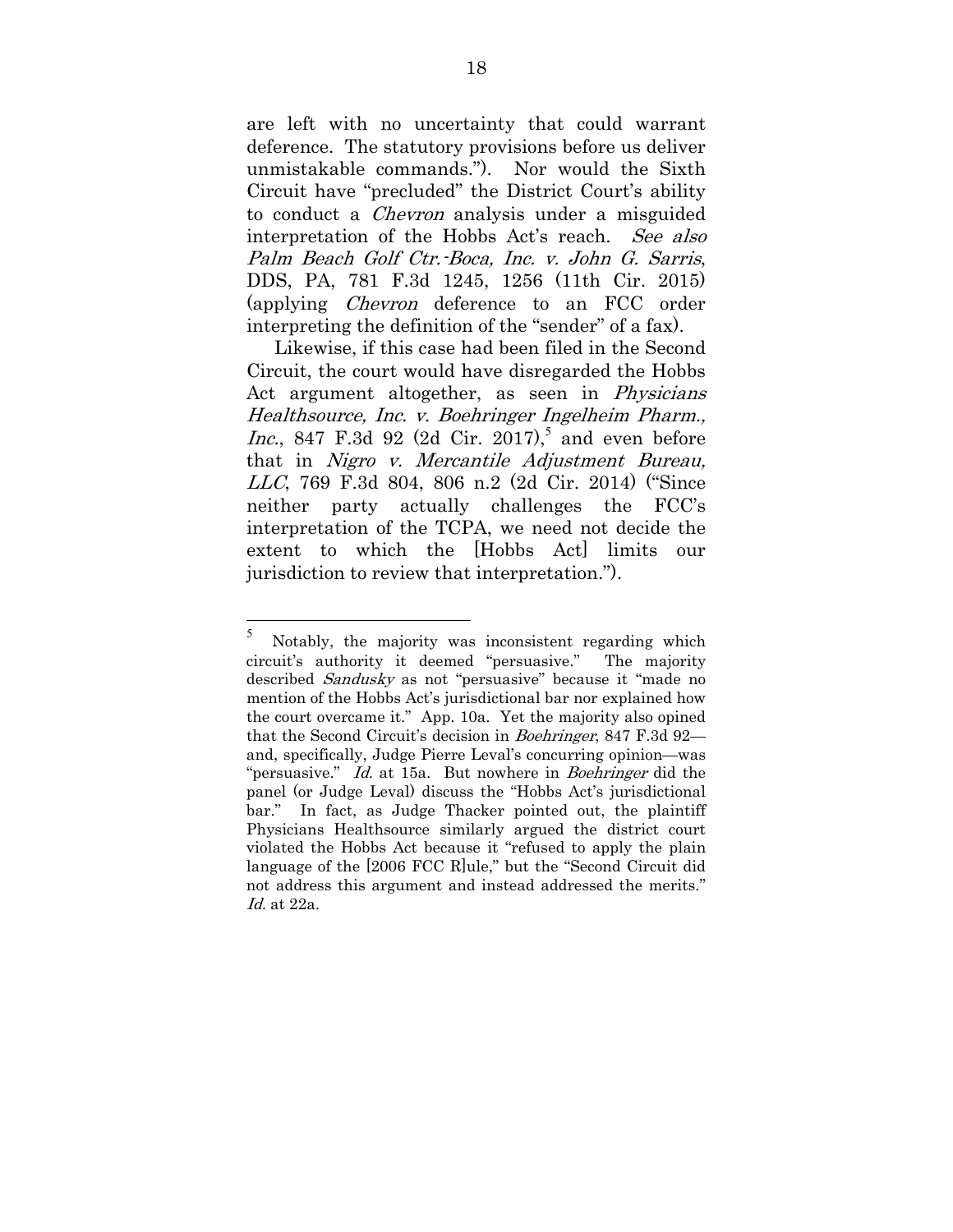are left with no uncertainty that could warrant deference. The statutory provisions before us deliver unmistakable commands."). Nor would the Sixth Circuit have "precluded" the District Court's ability to conduct a *Chevron* analysis under a misguided interpretation of the Hobbs Act's reach. *See also Palm Beach Golf Ctr.-Boca, Inc. v. John G. Sarris*, DDS, PA, 781 F.3d 1245, 1256 (11th Cir. 2015) (applying *Chevron* deference to an FCC order interpreting the definition of the "sender" of a fax).

Likewise, if this case had been filed in the Second Circuit, the court would have disregarded the Hobbs Act argument altogether, as seen in *Physicians Healthsource, Inc. v. Boehringer Ingelheim Pharm., Inc.*, 847 F.3d 92 (2d Cir. 2017),[5] and even before that in *Nigro v. Mercantile Adjustment Bureau, LLC*, 769 F.3d 804, 806 n.2 (2d Cir. 2014) ("Since neither party actually challenges the FCC's interpretation of the TCPA, we need not decide the extent to which the [Hobbs Act] limits our jurisdiction to review that interpretation.").

---

[5] Notably, the majority was inconsistent regarding which circuit's authority it deemed "persuasive." The majority described *Sandusky* as not "persuasive" because it "made no mention of the Hobbs Act's jurisdictional bar nor explained how the court overcame it." App. 10a. Yet the majority also opined that the Second Circuit's decision in *Boehringer*, 847 F.3d 92—and, specifically, Judge Pierre Leval's concurring opinion—was "persuasive." *Id.* at 15a. But nowhere in *Boehringer* did the panel (or Judge Leval) discuss the "Hobbs Act's jurisdictional bar." In fact, as Judge Thacker pointed out, the plaintiff Physicians Healthsource similarly argued the district court violated the Hobbs Act because it "refused to apply the plain language of the [2006 FCC R]ule," but the "Second Circuit did not address this argument and instead addressed the merits." *Id.* at 22a.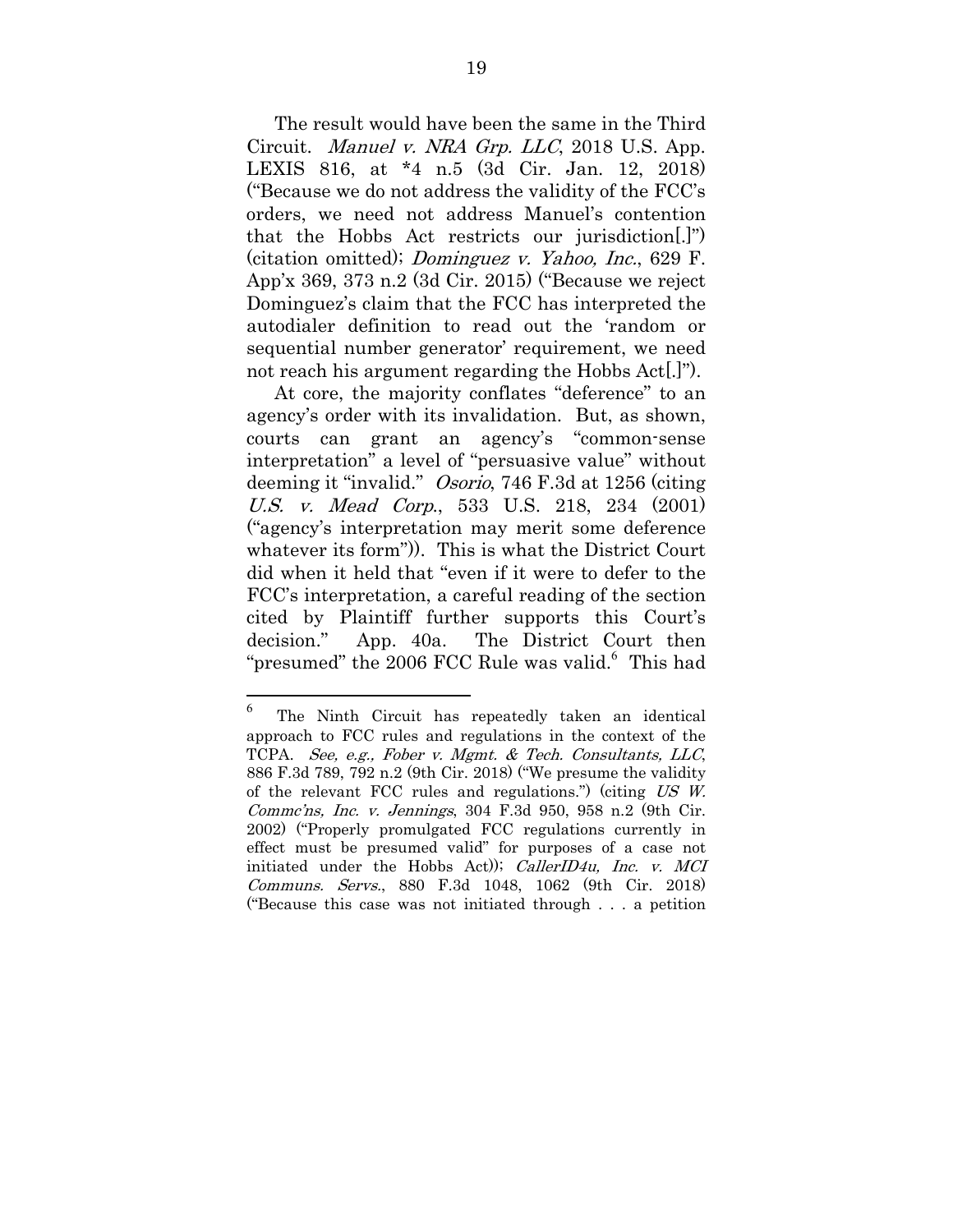The result would have been the same in the Third Circuit. *Manuel v. NRA Grp. LLC*, 2018 U.S. App. LEXIS 816, at *4 n.5 (3d Cir. Jan. 12, 2018) ("Because we do not address the validity of the FCC's orders, we need not address Manuel's contention that the Hobbs Act restricts our jurisdiction[.]") (citation omitted); *Dominguez v. Yahoo, Inc.*, 629 F. App'x 369, 373 n.2 (3d Cir. 2015) ("Because we reject Dominguez's claim that the FCC has interpreted the autodialer definition to read out the 'random or sequential number generator' requirement, we need not reach his argument regarding the Hobbs Act[.]").

At core, the majority conflates "deference" to an agency's order with its invalidation. But, as shown, courts can grant an agency's "common-sense interpretation" a level of "persuasive value" without deeming it "invalid." *Osorio*, 746 F.3d at 1256 (citing *U.S. v. Mead Corp.*, 533 U.S. 218, 234 (2001) ("agency's interpretation may merit some deference whatever its form")). This is what the District Court did when it held that "even if it were to defer to the FCC's interpretation, a careful reading of the section cited by Plaintiff further supports this Court's decision." App. 40a. The District Court then "presumed" the 2006 FCC Rule was valid.[6] This had

---

[6] The Ninth Circuit has repeatedly taken an identical approach to FCC rules and regulations in the context of the TCPA. *See, e.g., Fober v. Mgmt. & Tech. Consultants, LLC*, 886 F.3d 789, 792 n.2 (9th Cir. 2018) ("We presume the validity of the relevant FCC rules and regulations.") (citing *US W. Commc'ns, Inc. v. Jennings*, 304 F.3d 950, 958 n.2 (9th Cir. 2002) ("Properly promulgated FCC regulations currently in effect must be presumed valid" for purposes of a case not initiated under the Hobbs Act)); *CallerID4u, Inc. v. MCI Communs. Servs.*, 880 F.3d 1048, 1062 (9th Cir. 2018) ("Because this case was not initiated through . . . a petition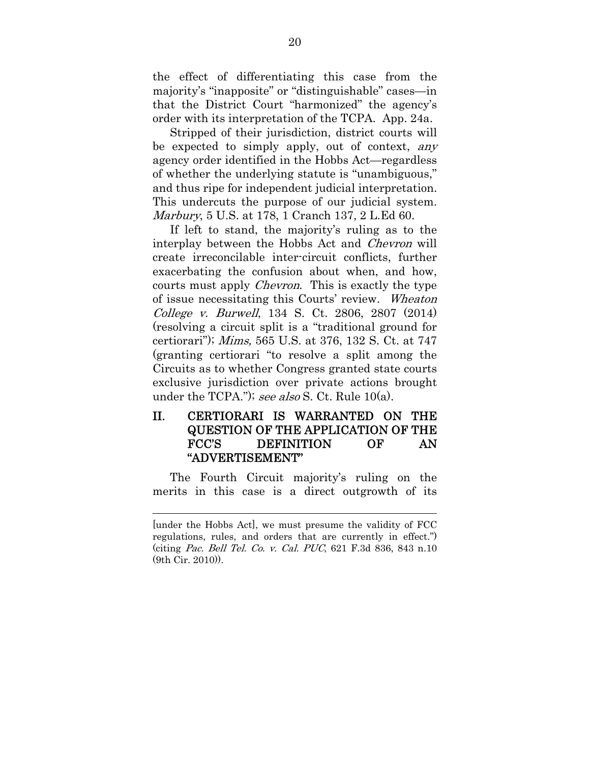the effect of differentiating this case from the majority's "inapposite" or "distinguishable" cases—in that the District Court "harmonized" the agency's order with its interpretation of the TCPA. App. 24a.

Stripped of their jurisdiction, district courts will be expected to simply apply, out of context, *any* agency order identified in the Hobbs Act—regardless of whether the underlying statute is "unambiguous," and thus ripe for independent judicial interpretation. This undercuts the purpose of our judicial system. *Marbury*, 5 U.S. at 178, 1 Cranch 137, 2 L.Ed 60.

If left to stand, the majority's ruling as to the interplay between the Hobbs Act and *Chevron* will create irreconcilable inter-circuit conflicts, further exacerbating the confusion about when, and how, courts must apply *Chevron*. This is exactly the type of issue necessitating this Courts' review. *Wheaton College v. Burwell*, 134 S. Ct. 2806, 2807 (2014) (resolving a circuit split is a "traditional ground for certiorari"); *Mims,* 565 U.S. at 376, 132 S. Ct. at 747 (granting certiorari "to resolve a split among the Circuits as to whether Congress granted state courts exclusive jurisdiction over private actions brought under the TCPA."); *see also* S. Ct. Rule 10(a).

## II. CERTIORARI IS WARRANTED ON THE QUESTION OF THE APPLICATION OF THE FCC'S DEFINITION OF AN "ADVERTISEMENT"

The Fourth Circuit majority's ruling on the merits in this case is a direct outgrowth of its

---

[under the Hobbs Act], we must presume the validity of FCC regulations, rules, and orders that are currently in effect.") (citing *Pac. Bell Tel. Co. v. Cal. PUC*, 621 F.3d 836, 843 n.10 (9th Cir. 2010)).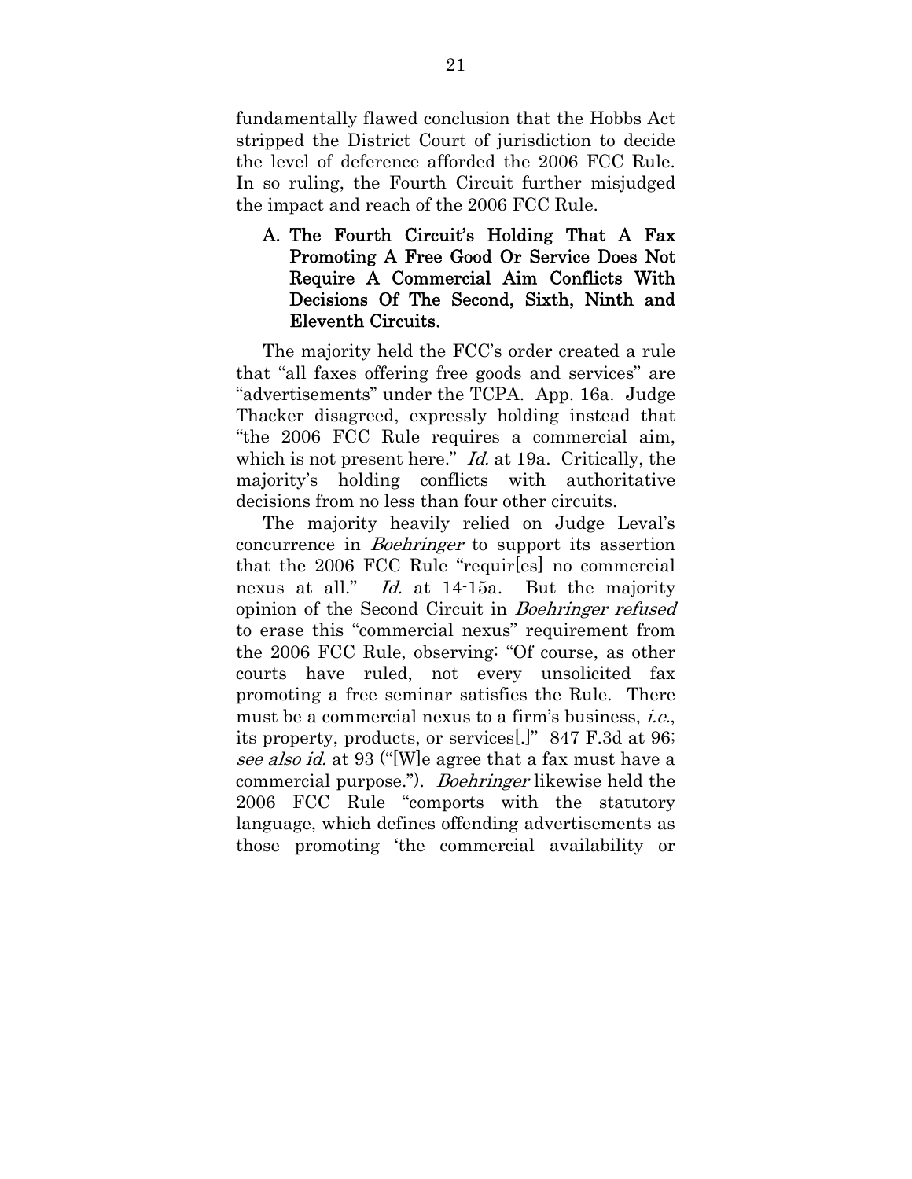fundamentally flawed conclusion that the Hobbs Act stripped the District Court of jurisdiction to decide the level of deference afforded the 2006 FCC Rule. In so ruling, the Fourth Circuit further misjudged the impact and reach of the 2006 FCC Rule.

### A. The Fourth Circuit's Holding That A Fax Promoting A Free Good Or Service Does Not Require A Commercial Aim Conflicts With Decisions Of The Second, Sixth, Ninth and Eleventh Circuits.

The majority held the FCC's order created a rule that "all faxes offering free goods and services" are "advertisements" under the TCPA. App. 16a. Judge Thacker disagreed, expressly holding instead that "the 2006 FCC Rule requires a commercial aim, which is not present here." *Id.* at 19a. Critically, the majority's holding conflicts with authoritative decisions from no less than four other circuits.

The majority heavily relied on Judge Leval's concurrence in *Boehringer* to support its assertion that the 2006 FCC Rule "requir[es] no commercial nexus at all." *Id.* at 14-15a. But the majority opinion of the Second Circuit in *Boehringer refused* to erase this "commercial nexus" requirement from the 2006 FCC Rule, observing: "Of course, as other courts have ruled, not every unsolicited fax promoting a free seminar satisfies the Rule. There must be a commercial nexus to a firm's business, *i.e.*, its property, products, or services[.]" 847 F.3d at 96; *see also id.* at 93 ("[W]e agree that a fax must have a commercial purpose."). *Boehringer* likewise held the 2006 FCC Rule "comports with the statutory language, which defines offending advertisements as those promoting 'the commercial availability or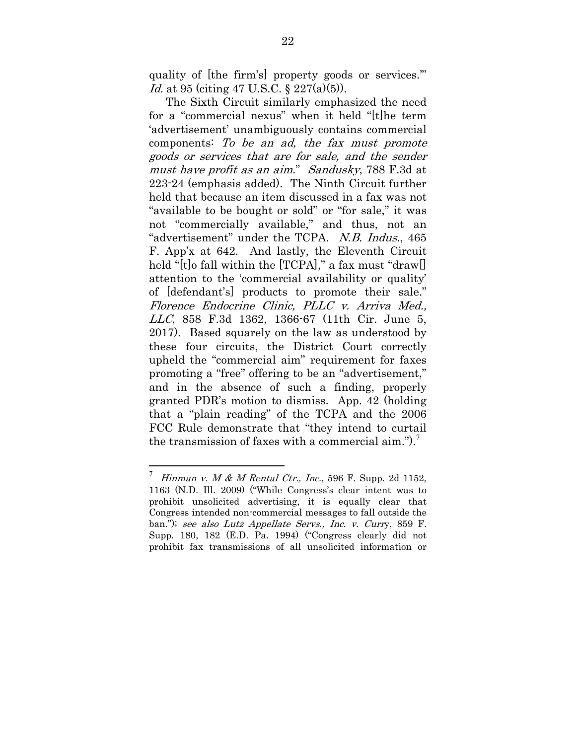quality of [the firm's] property goods or services.'" *Id.* at 95 (citing 47 U.S.C. § 227(a)(5)).

The Sixth Circuit similarly emphasized the need for a "commercial nexus" when it held "[t]he term 'advertisement' unambiguously contains commercial components: *To be an ad, the fax must promote goods or services that are for sale, and the sender must have profit as an aim*." *Sandusky*, 788 F.3d at 223-24 (emphasis added). The Ninth Circuit further held that because an item discussed in a fax was not "available to be bought or sold" or "for sale," it was not "commercially available," and thus, not an "advertisement" under the TCPA. *N.B. Indus.*, 465 F. App'x at 642. And lastly, the Eleventh Circuit held "[t]o fall within the [TCPA]," a fax must "draw[] attention to the 'commercial availability or quality' of [defendant's] products to promote their sale." *Florence Endocrine Clinic, PLLC v. Arriva Med., LLC*, 858 F.3d 1362, 1366-67 (11th Cir. June 5, 2017). Based squarely on the law as understood by these four circuits, the District Court correctly upheld the "commercial aim" requirement for faxes promoting a "free" offering to be an "advertisement," and in the absence of such a finding, properly granted PDR's motion to dismiss. App. 42 (holding that a "plain reading" of the TCPA and the 2006 FCC Rule demonstrate that "they intend to curtail the transmission of faxes with a commercial aim.").[7]

---

[7] *Hinman v. M & M Rental Ctr., Inc.*, 596 F. Supp. 2d 1152, 1163 (N.D. Ill. 2009) ("While Congress's clear intent was to prohibit unsolicited advertising, it is equally clear that Congress intended non-commercial messages to fall outside the ban."); *see also Lutz Appellate Servs., Inc. v. Curry*, 859 F. Supp. 180, 182 (E.D. Pa. 1994) ("Congress clearly did not prohibit fax transmissions of all unsolicited information or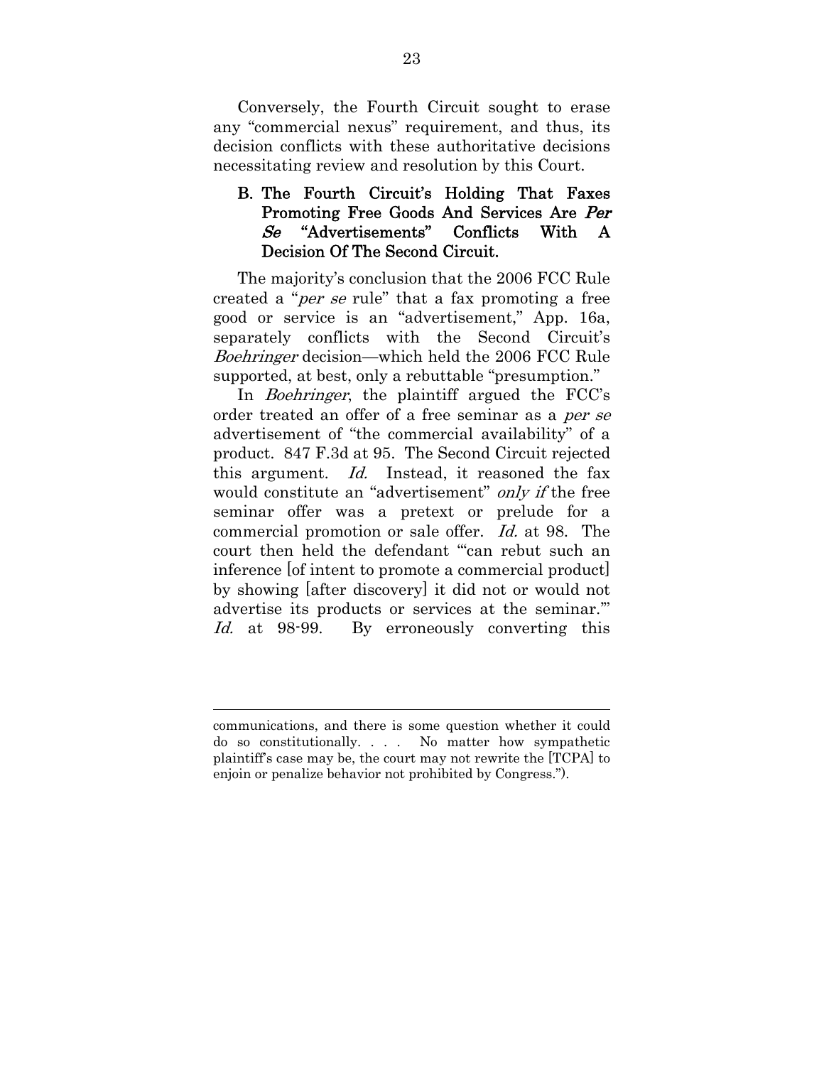Conversely, the Fourth Circuit sought to erase any "commercial nexus" requirement, and thus, its decision conflicts with these authoritative decisions necessitating review and resolution by this Court.

### B. The Fourth Circuit's Holding That Faxes Promoting Free Goods And Services Are *Per Se* "Advertisements" Conflicts With A Decision Of The Second Circuit.

The majority's conclusion that the 2006 FCC Rule created a "*per se* rule" that a fax promoting a free good or service is an "advertisement," App. 16a, separately conflicts with the Second Circuit's *Boehringer* decision—which held the 2006 FCC Rule supported, at best, only a rebuttable "presumption."

In *Boehringer*, the plaintiff argued the FCC's order treated an offer of a free seminar as a *per se* advertisement of "the commercial availability" of a product. 847 F.3d at 95. The Second Circuit rejected this argument. *Id.* Instead, it reasoned the fax would constitute an "advertisement" *only if* the free seminar offer was a pretext or prelude for a commercial promotion or sale offer. *Id.* at 98. The court then held the defendant "'can rebut such an inference [of intent to promote a commercial product] by showing [after discovery] it did not or would not advertise its products or services at the seminar.'" *Id.* at 98-99. By erroneously converting this

---

communications, and there is some question whether it could do so constitutionally. . . . No matter how sympathetic plaintiff's case may be, the court may not rewrite the [TCPA] to enjoin or penalize behavior not prohibited by Congress.").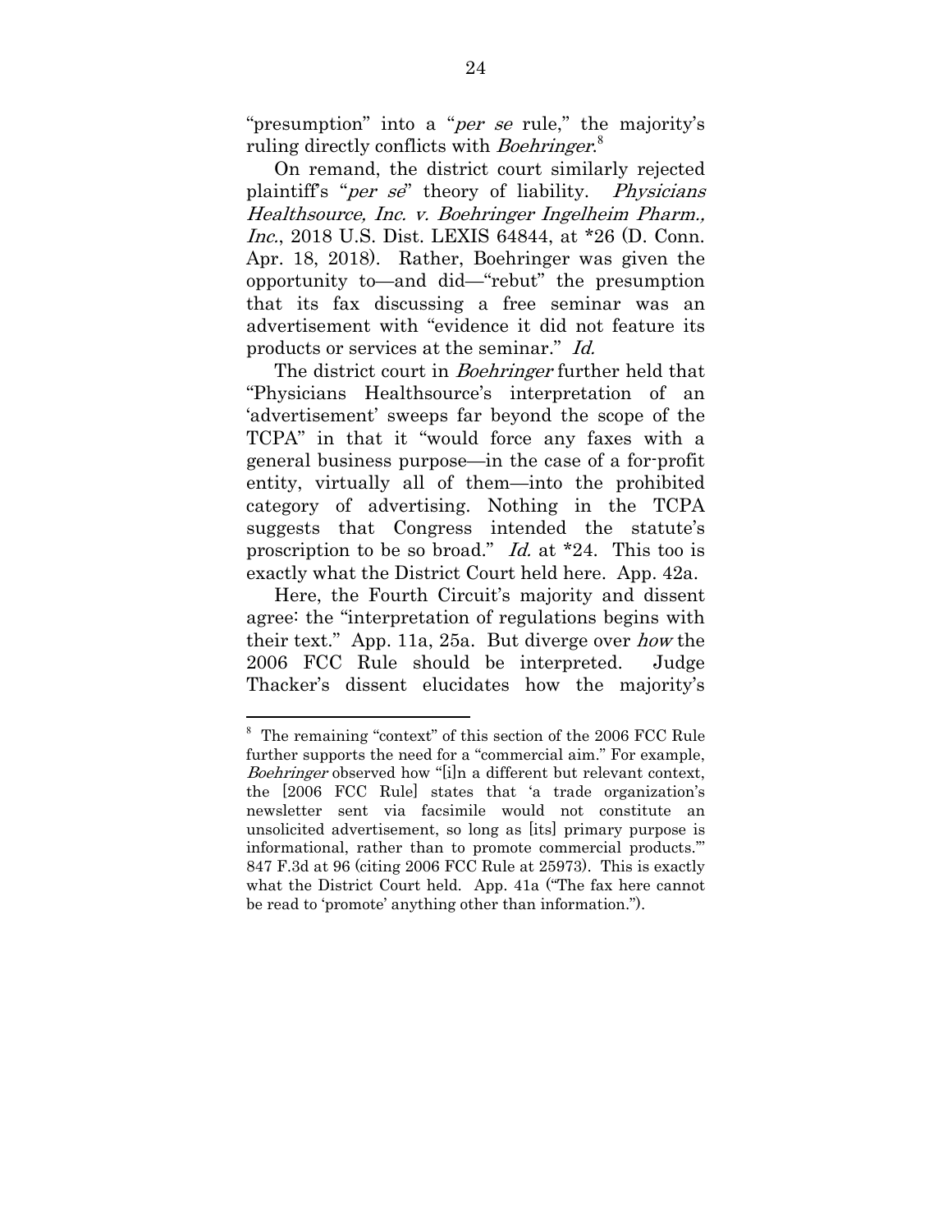"presumption" into a "*per se* rule," the majority's ruling directly conflicts with *Boehringer*.[8]

On remand, the district court similarly rejected plaintiff's "*per se*" theory of liability. *Physicians Healthsource, Inc. v. Boehringer Ingelheim Pharm., Inc.*, 2018 U.S. Dist. LEXIS 64844, at *26 (D. Conn. Apr. 18, 2018). Rather, Boehringer was given the opportunity to—and did—"rebut" the presumption that its fax discussing a free seminar was an advertisement with "evidence it did not feature its products or services at the seminar." *Id.*

The district court in *Boehringer* further held that "Physicians Healthsource's interpretation of an 'advertisement' sweeps far beyond the scope of the TCPA" in that it "would force any faxes with a general business purpose—in the case of a for-profit entity, virtually all of them—into the prohibited category of advertising. Nothing in the TCPA suggests that Congress intended the statute's proscription to be so broad." *Id.* at *24. This too is exactly what the District Court held here. App. 42a.

Here, the Fourth Circuit's majority and dissent agree: the "interpretation of regulations begins with their text." App. 11a, 25a. But diverge over *how* the 2006 FCC Rule should be interpreted. Judge Thacker's dissent elucidates how the majority's

---

[8] The remaining "context" of this section of the 2006 FCC Rule further supports the need for a "commercial aim." For example, *Boehringer* observed how "[i]n a different but relevant context, the [2006 FCC Rule] states that 'a trade organization's newsletter sent via facsimile would not constitute an unsolicited advertisement, so long as [its] primary purpose is informational, rather than to promote commercial products.'" 847 F.3d at 96 (citing 2006 FCC Rule at 25973). This is exactly what the District Court held. App. 41a ("The fax here cannot be read to 'promote' anything other than information.").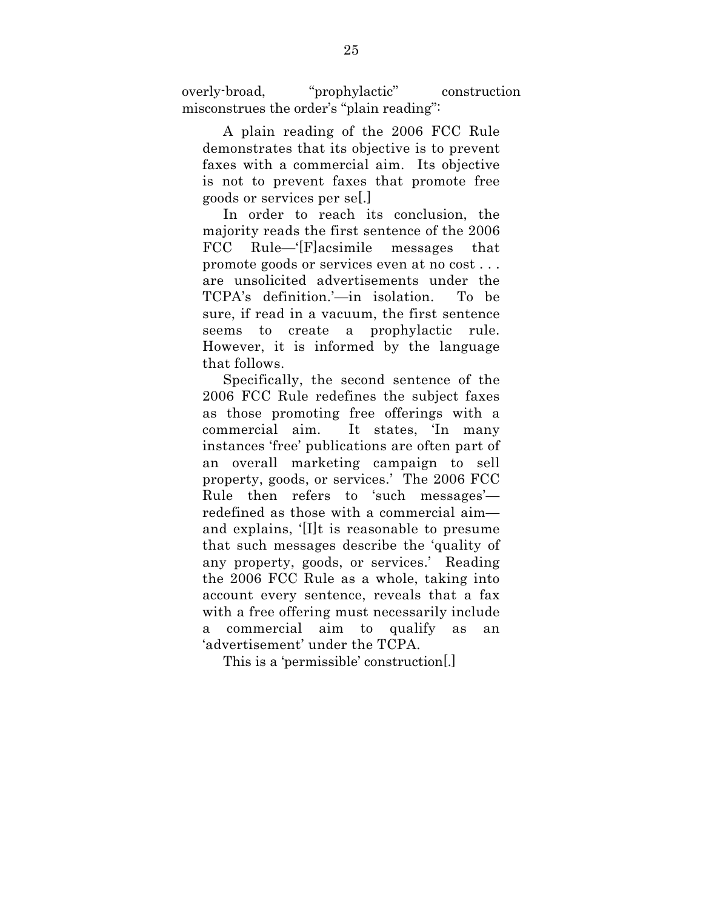overly-broad, "prophylactic" construction misconstrues the order's "plain reading":

> A plain reading of the 2006 FCC Rule demonstrates that its objective is to prevent faxes with a commercial aim. Its objective is not to prevent faxes that promote free goods or services per se[.]
>
> In order to reach its conclusion, the majority reads the first sentence of the 2006 FCC Rule—'[F]acsimile messages that promote goods or services even at no cost . . . are unsolicited advertisements under the TCPA's definition.'—in isolation. To be sure, if read in a vacuum, the first sentence seems to create a prophylactic rule. However, it is informed by the language that follows.
>
> Specifically, the second sentence of the 2006 FCC Rule redefines the subject faxes as those promoting free offerings with a commercial aim. It states, 'In many instances 'free' publications are often part of an overall marketing campaign to sell property, goods, or services.' The 2006 FCC Rule then refers to 'such messages'—redefined as those with a commercial aim—and explains, '[I]t is reasonable to presume that such messages describe the 'quality of any property, goods, or services.' Reading the 2006 FCC Rule as a whole, taking into account every sentence, reveals that a fax with a free offering must necessarily include a commercial aim to qualify as an 'advertisement' under the TCPA.
>
> This is a 'permissible' construction[.]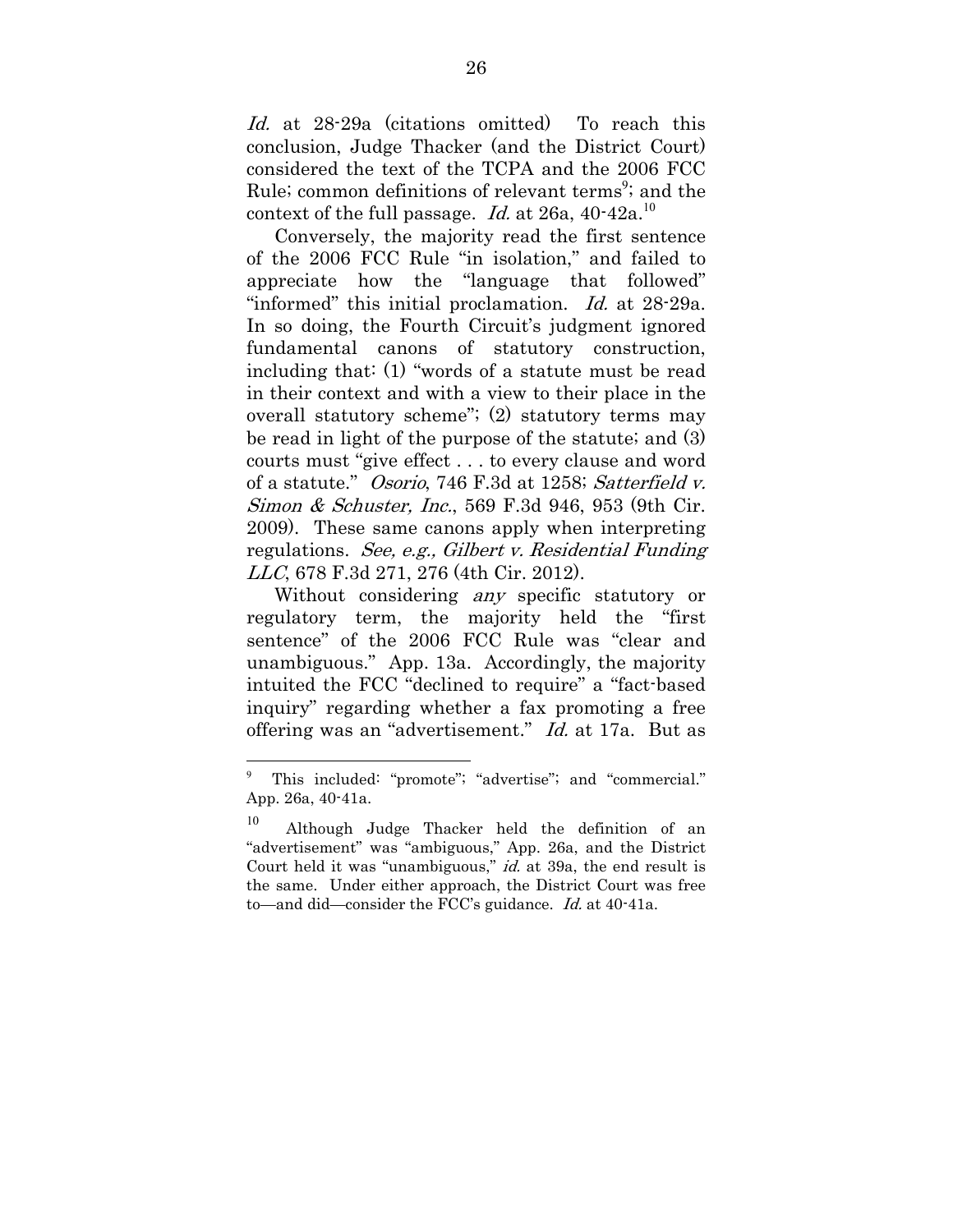*Id.* at 28-29a (citations omitted) To reach this conclusion, Judge Thacker (and the District Court) considered the text of the TCPA and the 2006 FCC Rule; common definitions of relevant terms[9]; and the context of the full passage. *Id.* at 26a, 40-42a.[10]

Conversely, the majority read the first sentence of the 2006 FCC Rule "in isolation," and failed to appreciate how the "language that followed" "informed" this initial proclamation. *Id.* at 28-29a. In so doing, the Fourth Circuit's judgment ignored fundamental canons of statutory construction, including that: (1) "words of a statute must be read in their context and with a view to their place in the overall statutory scheme"; (2) statutory terms may be read in light of the purpose of the statute; and (3) courts must "give effect . . . to every clause and word of a statute." *Osorio*, 746 F.3d at 1258; *Satterfield v. Simon & Schuster, Inc.*, 569 F.3d 946, 953 (9th Cir. 2009). These same canons apply when interpreting regulations. *See, e.g., Gilbert v. Residential Funding LLC*, 678 F.3d 271, 276 (4th Cir. 2012).

Without considering *any* specific statutory or regulatory term, the majority held the "first sentence" of the 2006 FCC Rule was "clear and unambiguous." App. 13a. Accordingly, the majority intuited the FCC "declined to require" a "fact-based inquiry" regarding whether a fax promoting a free offering was an "advertisement." *Id.* at 17a. But as

---

[9] This included: "promote"; "advertise"; and "commercial." App. 26a, 40-41a.

[10] Although Judge Thacker held the definition of an "advertisement" was "ambiguous," App. 26a, and the District Court held it was "unambiguous," *id.* at 39a, the end result is the same. Under either approach, the District Court was free to—and did—consider the FCC's guidance. *Id.* at 40-41a.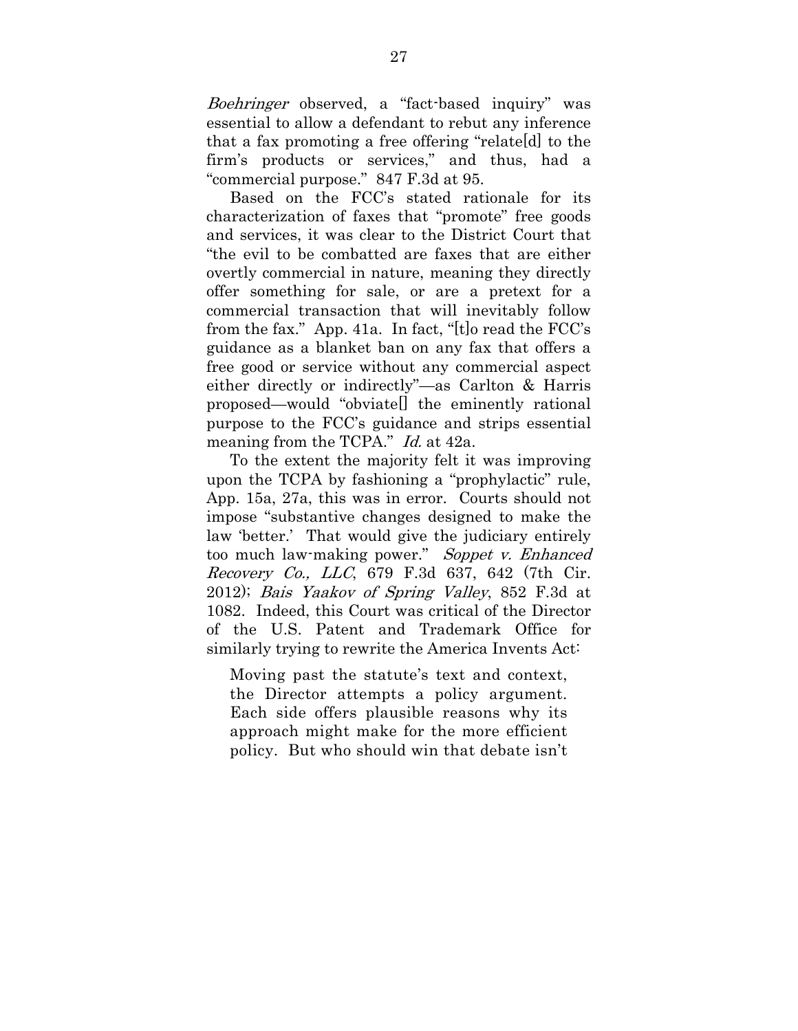*Boehringer* observed, a "fact-based inquiry" was essential to allow a defendant to rebut any inference that a fax promoting a free offering "relate[d] to the firm's products or services," and thus, had a "commercial purpose." 847 F.3d at 95.

Based on the FCC's stated rationale for its characterization of faxes that "promote" free goods and services, it was clear to the District Court that "the evil to be combatted are faxes that are either overtly commercial in nature, meaning they directly offer something for sale, or are a pretext for a commercial transaction that will inevitably follow from the fax." App. 41a. In fact, "[t]o read the FCC's guidance as a blanket ban on any fax that offers a free good or service without any commercial aspect either directly or indirectly"—as Carlton & Harris proposed—would "obviate[] the eminently rational purpose to the FCC's guidance and strips essential meaning from the TCPA." *Id.* at 42a.

To the extent the majority felt it was improving upon the TCPA by fashioning a "prophylactic" rule, App. 15a, 27a, this was in error. Courts should not impose "substantive changes designed to make the law 'better.' That would give the judiciary entirely too much law-making power." *Soppet v. Enhanced Recovery Co., LLC*, 679 F.3d 637, 642 (7th Cir. 2012); *Bais Yaakov of Spring Valley*, 852 F.3d at 1082. Indeed, this Court was critical of the Director of the U.S. Patent and Trademark Office for similarly trying to rewrite the America Invents Act:

> Moving past the statute's text and context, the Director attempts a policy argument. Each side offers plausible reasons why its approach might make for the more efficient policy. But who should win that debate isn't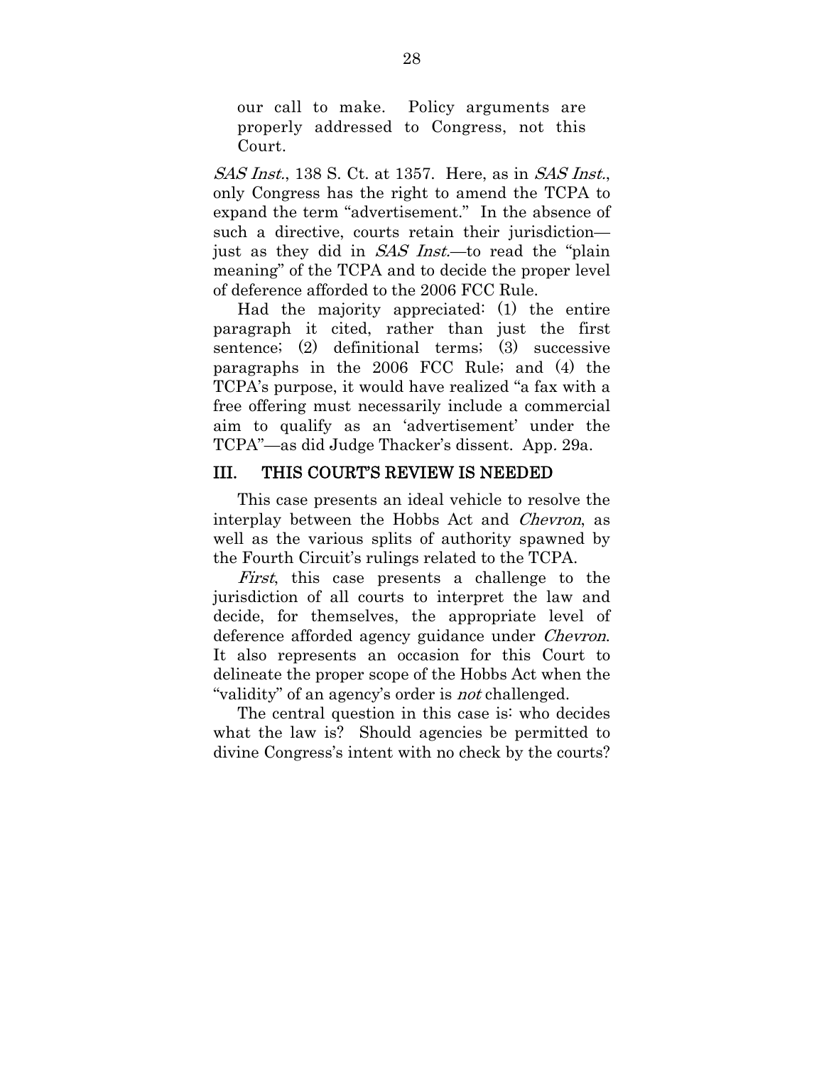> our call to make. Policy arguments are properly addressed to Congress, not this Court.

*SAS Inst.*, 138 S. Ct. at 1357. Here, as in *SAS Inst.*, only Congress has the right to amend the TCPA to expand the term "advertisement." In the absence of such a directive, courts retain their jurisdiction—just as they did in *SAS Inst.*—to read the "plain meaning" of the TCPA and to decide the proper level of deference afforded to the 2006 FCC Rule.

Had the majority appreciated: (1) the entire paragraph it cited, rather than just the first sentence; (2) definitional terms; (3) successive paragraphs in the 2006 FCC Rule; and (4) the TCPA's purpose, it would have realized "a fax with a free offering must necessarily include a commercial aim to qualify as an 'advertisement' under the TCPA"—as did Judge Thacker's dissent. App. 29a.

## III. THIS COURT'S REVIEW IS NEEDED

This case presents an ideal vehicle to resolve the interplay between the Hobbs Act and *Chevron*, as well as the various splits of authority spawned by the Fourth Circuit's rulings related to the TCPA.

*First*, this case presents a challenge to the jurisdiction of all courts to interpret the law and decide, for themselves, the appropriate level of deference afforded agency guidance under *Chevron*. It also represents an occasion for this Court to delineate the proper scope of the Hobbs Act when the "validity" of an agency's order is *not* challenged.

The central question in this case is: who decides what the law is? Should agencies be permitted to divine Congress's intent with no check by the courts?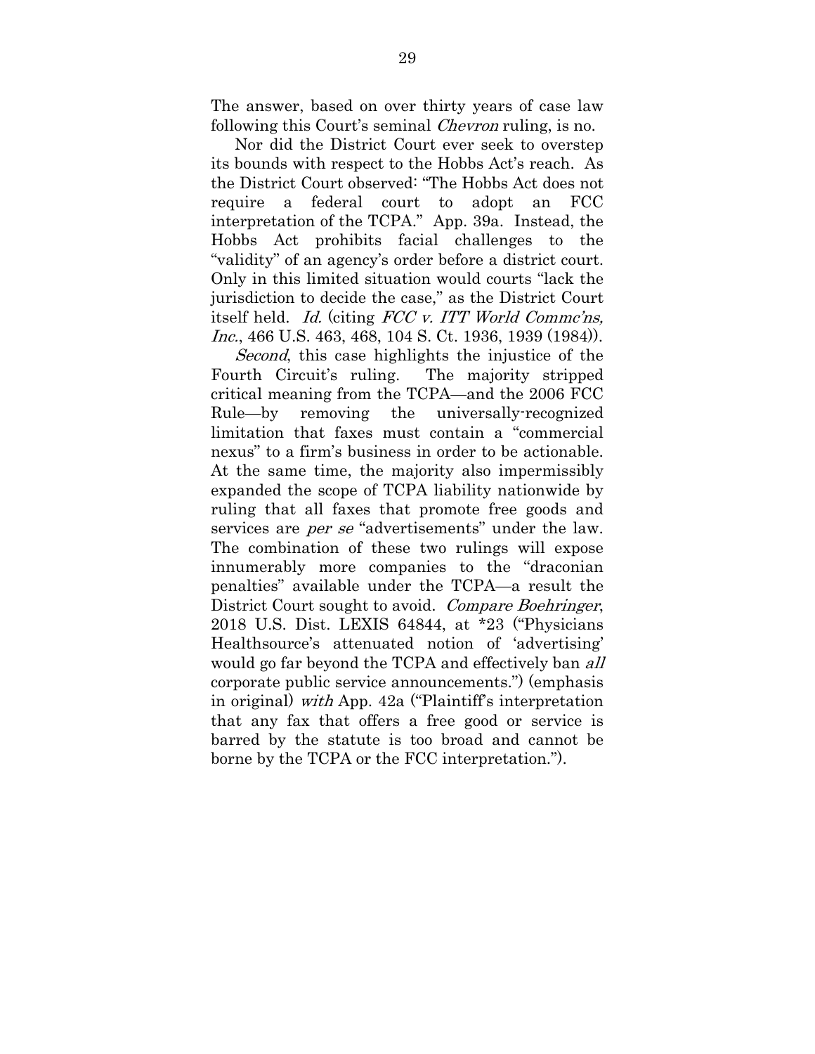The answer, based on over thirty years of case law following this Court's seminal *Chevron* ruling, is no.

Nor did the District Court ever seek to overstep its bounds with respect to the Hobbs Act's reach. As the District Court observed: "The Hobbs Act does not require a federal court to adopt an FCC interpretation of the TCPA." App. 39a. Instead, the Hobbs Act prohibits facial challenges to the "validity" of an agency's order before a district court. Only in this limited situation would courts "lack the jurisdiction to decide the case," as the District Court itself held. *Id.* (citing *FCC v. ITT World Commc'ns, Inc.*, 466 U.S. 463, 468, 104 S. Ct. 1936, 1939 (1984)).

*Second*, this case highlights the injustice of the Fourth Circuit's ruling. The majority stripped critical meaning from the TCPA—and the 2006 FCC Rule—by removing the universally-recognized limitation that faxes must contain a "commercial nexus" to a firm's business in order to be actionable. At the same time, the majority also impermissibly expanded the scope of TCPA liability nationwide by ruling that all faxes that promote free goods and services are *per se* "advertisements" under the law. The combination of these two rulings will expose innumerably more companies to the "draconian penalties" available under the TCPA—a result the District Court sought to avoid. *Compare Boehringer*, 2018 U.S. Dist. LEXIS 64844, at *23 ("Physicians Healthsource's attenuated notion of 'advertising' would go far beyond the TCPA and effectively ban *all* corporate public service announcements.") (emphasis in original) *with* App. 42a ("Plaintiff's interpretation that any fax that offers a free good or service is barred by the statute is too broad and cannot be borne by the TCPA or the FCC interpretation.").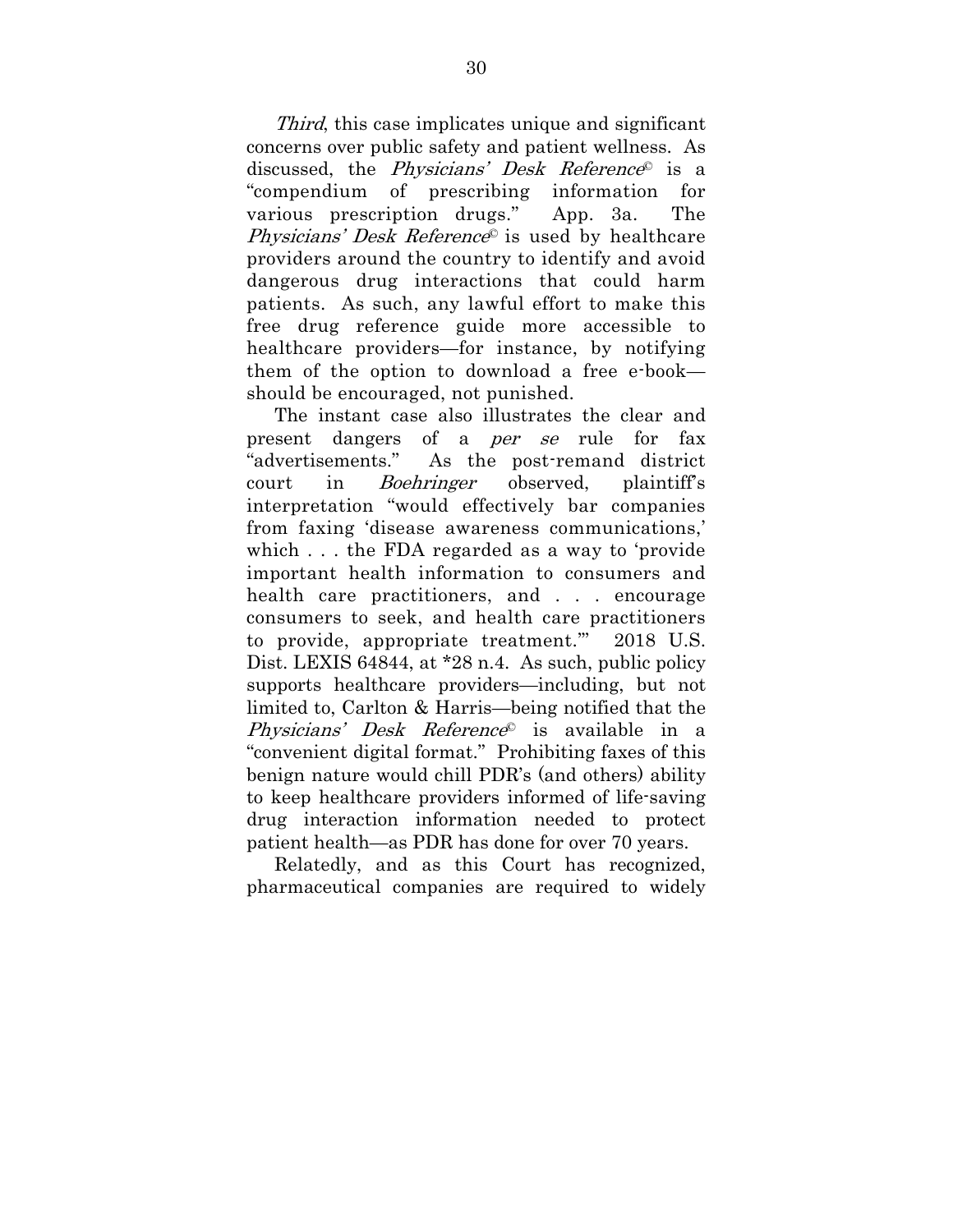*Third*, this case implicates unique and significant concerns over public safety and patient wellness. As discussed, the *Physicians' Desk Reference*© is a "compendium of prescribing information for various prescription drugs." App. 3a. The *Physicians' Desk Reference*© is used by healthcare providers around the country to identify and avoid dangerous drug interactions that could harm patients. As such, any lawful effort to make this free drug reference guide more accessible to healthcare providers—for instance, by notifying them of the option to download a free e-book—should be encouraged, not punished.

The instant case also illustrates the clear and present dangers of a *per se* rule for fax "advertisements." As the post-remand district court in *Boehringer* observed, plaintiff's interpretation "would effectively bar companies from faxing 'disease awareness communications,' which . . . the FDA regarded as a way to 'provide important health information to consumers and health care practitioners, and . . . encourage consumers to seek, and health care practitioners to provide, appropriate treatment.'" 2018 U.S. Dist. LEXIS 64844, at *28 n.4. As such, public policy supports healthcare providers—including, but not limited to, Carlton & Harris—being notified that the *Physicians' Desk Reference*© is available in a "convenient digital format." Prohibiting faxes of this benign nature would chill PDR's (and others) ability to keep healthcare providers informed of life-saving drug interaction information needed to protect patient health—as PDR has done for over 70 years.

Relatedly, and as this Court has recognized, pharmaceutical companies are required to widely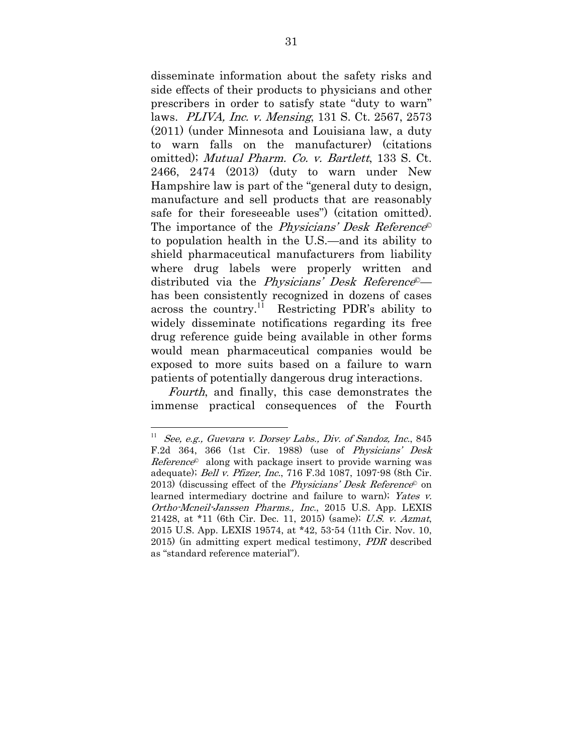disseminate information about the safety risks and side effects of their products to physicians and other prescribers in order to satisfy state "duty to warn" laws. *PLIVA, Inc. v. Mensing*, 131 S. Ct. 2567, 2573 (2011) (under Minnesota and Louisiana law, a duty to warn falls on the manufacturer) (citations omitted); *Mutual Pharm. Co. v. Bartlett*, 133 S. Ct. 2466, 2474 (2013) (duty to warn under New Hampshire law is part of the "general duty to design, manufacture and sell products that are reasonably safe for their foreseeable uses") (citation omitted). The importance of the *Physicians' Desk Reference©* to population health in the U.S.—and its ability to shield pharmaceutical manufacturers from liability where drug labels were properly written and distributed via the *Physicians' Desk Reference©*—has been consistently recognized in dozens of cases across the country.[11] Restricting PDR's ability to widely disseminate notifications regarding its free drug reference guide being available in other forms would mean pharmaceutical companies would be exposed to more suits based on a failure to warn patients of potentially dangerous drug interactions.

*Fourth*, and finally, this case demonstrates the immense practical consequences of the Fourth

---

[11] *See, e.g., Guevara v. Dorsey Labs., Div. of Sandoz, Inc.*, 845 F.2d 364, 366 (1st Cir. 1988) (use of *Physicians' Desk Reference©* along with package insert to provide warning was adequate); *Bell v. Pfizer, Inc.*, 716 F.3d 1087, 1097-98 (8th Cir. 2013) (discussing effect of the *Physicians' Desk Reference©* on learned intermediary doctrine and failure to warn); *Yates v. Ortho-Mcneil-Janssen Pharms., Inc.*, 2015 U.S. App. LEXIS 21428, at *11 (6th Cir. Dec. 11, 2015) (same); *U.S. v. Azmat*, 2015 U.S. App. LEXIS 19574, at *42, 53-54 (11th Cir. Nov. 10, 2015) (in admitting expert medical testimony, *PDR* described as "standard reference material").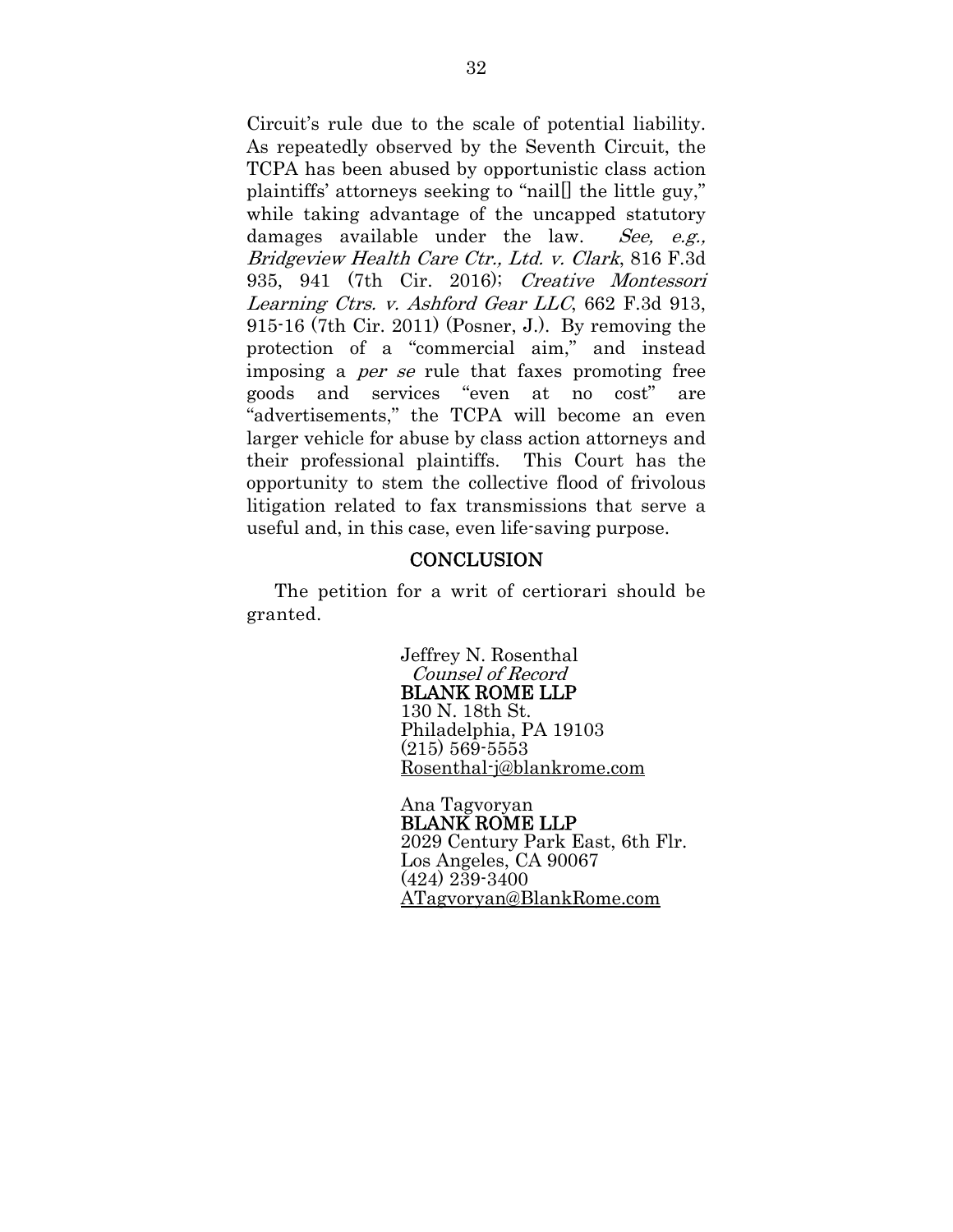Circuit's rule due to the scale of potential liability. As repeatedly observed by the Seventh Circuit, the TCPA has been abused by opportunistic class action plaintiffs' attorneys seeking to "nail[] the little guy," while taking advantage of the uncapped statutory damages available under the law. *See, e.g., Bridgeview Health Care Ctr., Ltd. v. Clark*, 816 F.3d 935, 941 (7th Cir. 2016); *Creative Montessori Learning Ctrs. v. Ashford Gear LLC*, 662 F.3d 913, 915-16 (7th Cir. 2011) (Posner, J.). By removing the protection of a "commercial aim," and instead imposing a *per se* rule that faxes promoting free goods and services "even at no cost" are "advertisements," the TCPA will become an even larger vehicle for abuse by class action attorneys and their professional plaintiffs. This Court has the opportunity to stem the collective flood of frivolous litigation related to fax transmissions that serve a useful and, in this case, even life-saving purpose.

## CONCLUSION

The petition for a writ of certiorari should be granted.

Jeffrey N. Rosenthal
*Counsel of Record*
BLANK ROME LLP
130 N. 18th St.
Philadelphia, PA 19103
(215) 569-5553
Rosenthal-j@blankrome.com

Ana Tagvoryan
BLANK ROME LLP
2029 Century Park East, 6th Flr.
Los Angeles, CA 90067
(424) 239-3400
ATagvoryan@BlankRome.com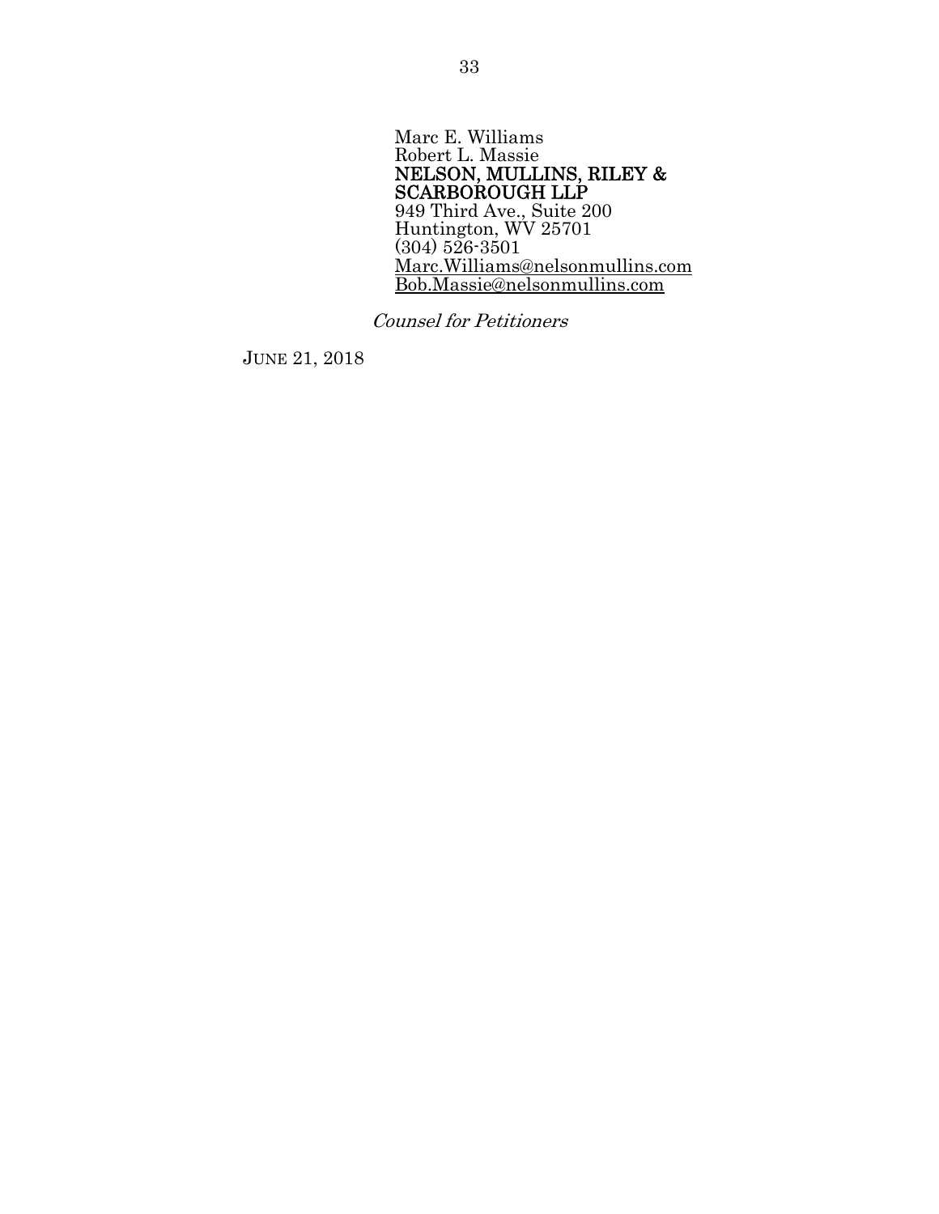Marc E. Williams
Robert L. Massie
**NELSON, MULLINS, RILEY & SCARBOROUGH LLP**
949 Third Ave., Suite 200
Huntington, WV 25701
(304) 526-3501
Marc.Williams@nelsonmullins.com
Bob.Massie@nelsonmullins.com

*Counsel for Petitioners*

JUNE 21, 2018